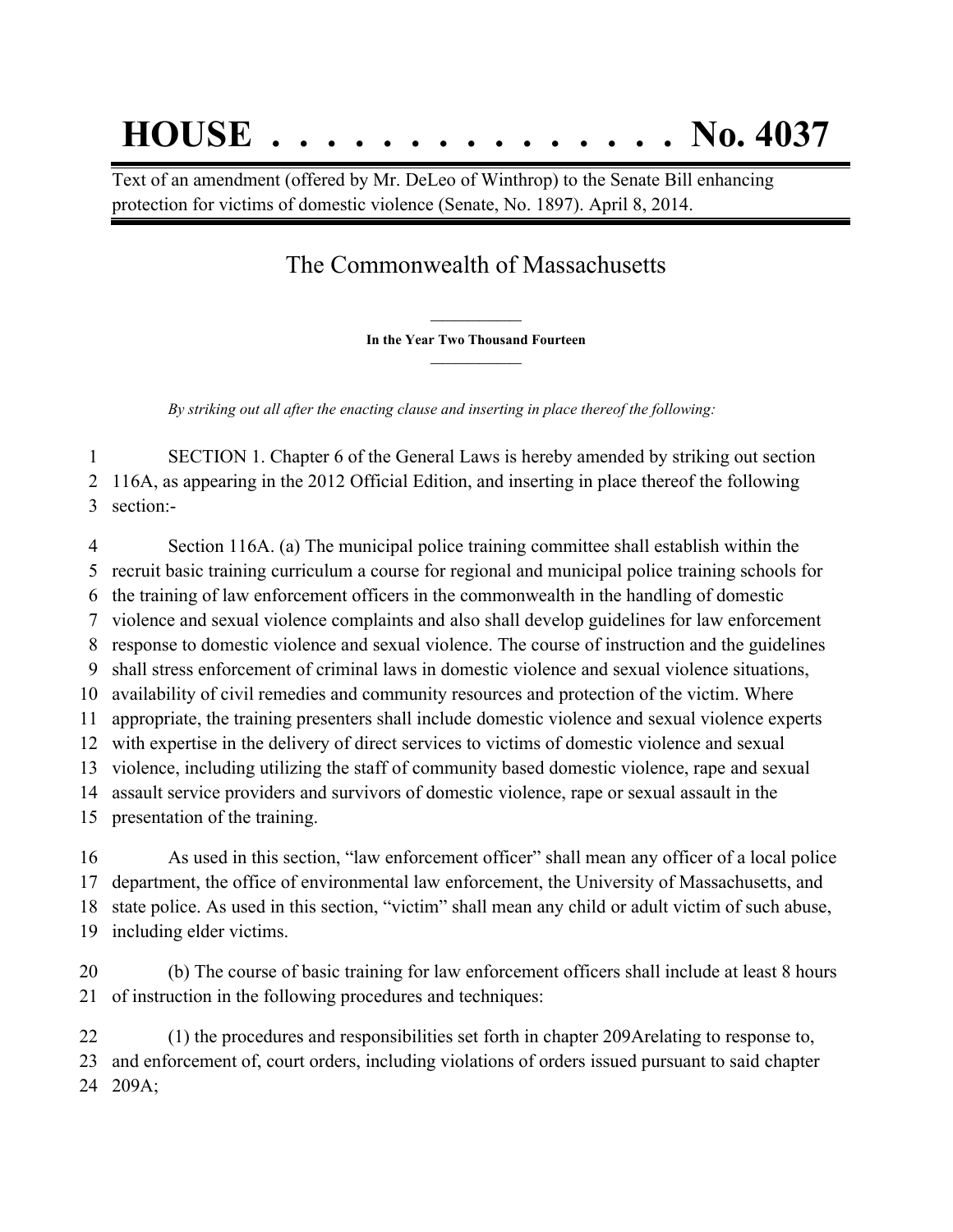# HOUSE . . . . . . . . . . . . . . . No. 4037

Text of an amendment (offered by Mr. DeLeo of Winthrop) to the Senate Bill enhancing protection for victims of domestic violence (Senate, No. 1897). April 8, 2014.

## The Commonwealth of Massachusetts

**In the Year Two Thousand Fourteen**

*By striking out all after the enacting clause and inserting in place thereof the following:*

SECTION 1. Chapter 6 of the General Laws is hereby amended by striking out section 116A, as appearing in the 2012 Official Edition, and inserting in place thereof the following section:-

Section 116A. (a) The municipal police training committee shall establish within the recruit basic training curriculum a course for regional and municipal police training schools for the training of law enforcement officers in the commonwealth in the handling of domestic violence and sexual violence complaints and also shall develop guidelines for law enforcement response to domestic violence and sexual violence. The course of instruction and the guidelines shall stress enforcement of criminal laws in domestic violence and sexual violence situations, availability of civil remedies and community resources and protection of the victim. Where appropriate, the training presenters shall include domestic violence and sexual violence experts with expertise in the delivery of direct services to victims of domestic violence and sexual violence, including utilizing the staff of community based domestic violence, rape and sexual assault service providers and survivors of domestic violence, rape or sexual assault in the presentation of the training.

As used in this section, "law enforcement officer" shall mean any officer of a local police department, the office of environmental law enforcement, the University of Massachusetts, and state police. As used in this section, "victim" shall mean any child or adult victim of such abuse, including elder victims.

(b) The course of basic training for law enforcement officers shall include at least 8 hours of instruction in the following procedures and techniques:

(1) the procedures and responsibilities set forth in chapter 209Arelating to response to, and enforcement of, court orders, including violations of orders issued pursuant to said chapter 209A;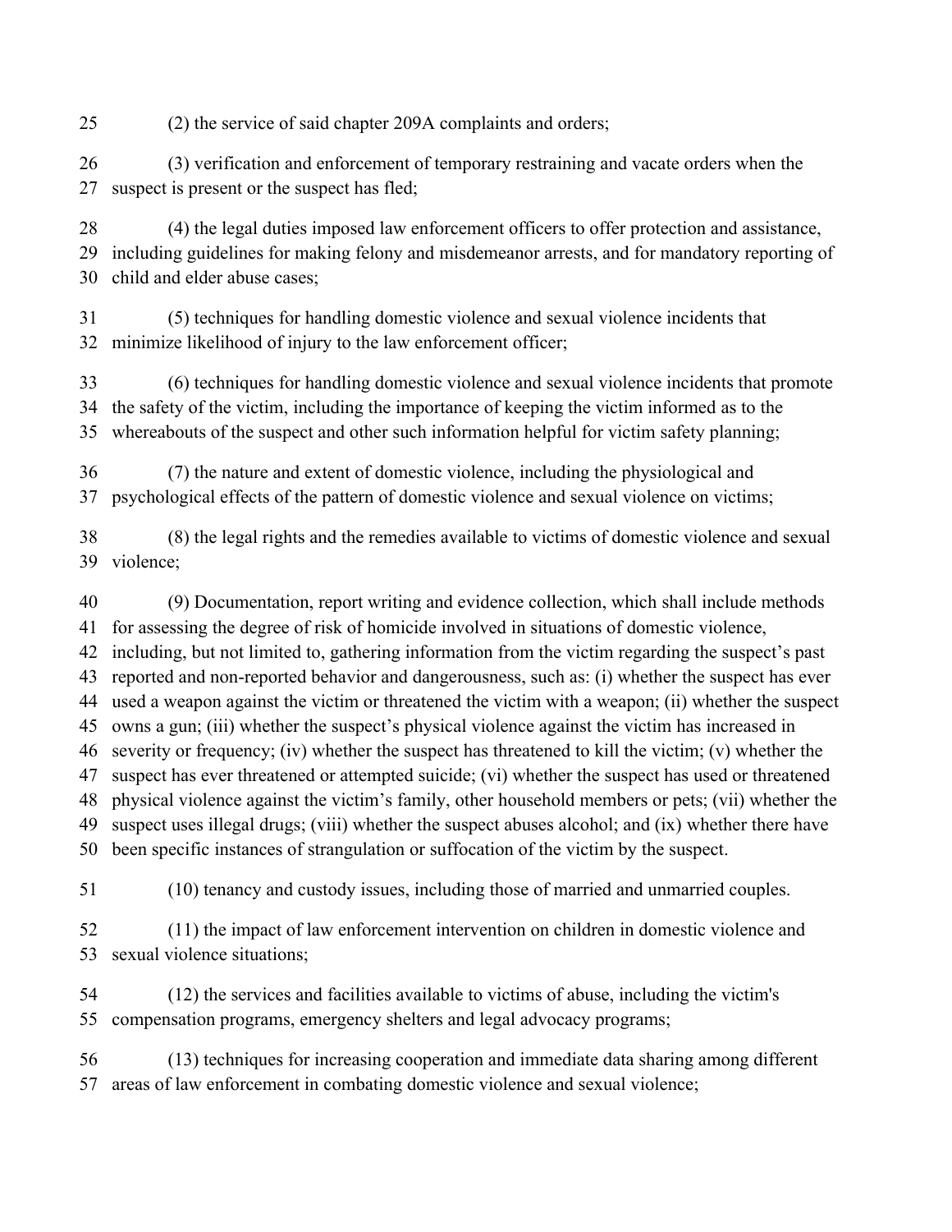(2) the service of said chapter 209A complaints and orders;

(3) verification and enforcement of temporary restraining and vacate orders when the suspect is present or the suspect has fled;

(4) the legal duties imposed law enforcement officers to offer protection and assistance, including guidelines for making felony and misdemeanor arrests, and for mandatory reporting of child and elder abuse cases;

(5) techniques for handling domestic violence and sexual violence incidents that minimize likelihood of injury to the law enforcement officer;

(6) techniques for handling domestic violence and sexual violence incidents that promote the safety of the victim, including the importance of keeping the victim informed as to the whereabouts of the suspect and other such information helpful for victim safety planning;

(7) the nature and extent of domestic violence, including the physiological and psychological effects of the pattern of domestic violence and sexual violence on victims;

(8) the legal rights and the remedies available to victims of domestic violence and sexual violence;

(9) Documentation, report writing and evidence collection, which shall include methods for assessing the degree of risk of homicide involved in situations of domestic violence, including, but not limited to, gathering information from the victim regarding the suspect's past reported and non-reported behavior and dangerousness, such as: (i) whether the suspect has ever used a weapon against the victim or threatened the victim with a weapon; (ii) whether the suspect owns a gun; (iii) whether the suspect's physical violence against the victim has increased in severity or frequency; (iv) whether the suspect has threatened to kill the victim; (v) whether the suspect has ever threatened or attempted suicide; (vi) whether the suspect has used or threatened physical violence against the victim's family, other household members or pets; (vii) whether the suspect uses illegal drugs; (viii) whether the suspect abuses alcohol; and (ix) whether there have been specific instances of strangulation or suffocation of the victim by the suspect.

(10) tenancy and custody issues, including those of married and unmarried couples.

(11) the impact of law enforcement intervention on children in domestic violence and sexual violence situations;

(12) the services and facilities available to victims of abuse, including the victim's compensation programs, emergency shelters and legal advocacy programs;

(13) techniques for increasing cooperation and immediate data sharing among different areas of law enforcement in combating domestic violence and sexual violence;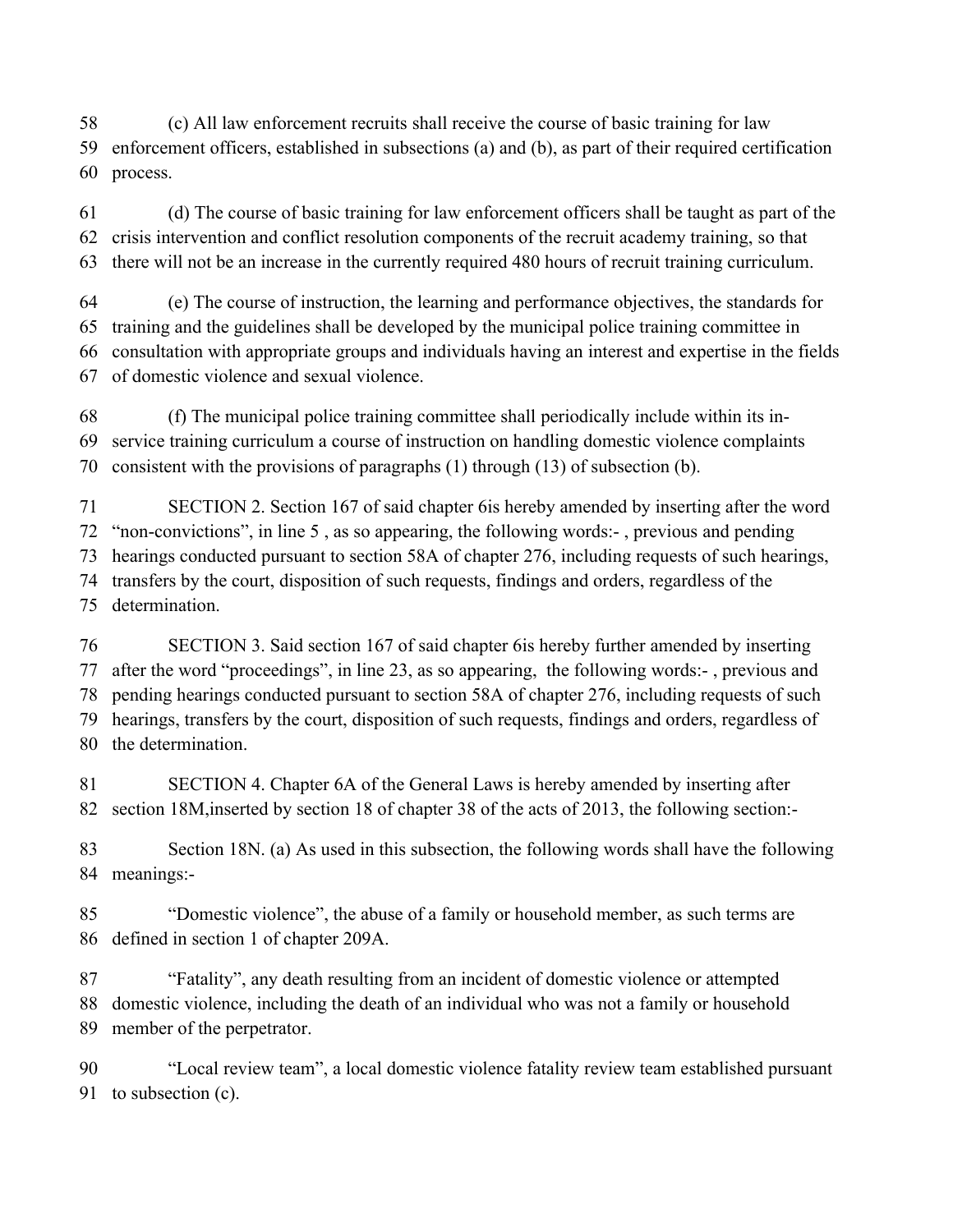(c) All law enforcement recruits shall receive the course of basic training for law enforcement officers, established in subsections (a) and (b), as part of their required certification process.

(d) The course of basic training for law enforcement officers shall be taught as part of the crisis intervention and conflict resolution components of the recruit academy training, so that there will not be an increase in the currently required 480 hours of recruit training curriculum.

(e) The course of instruction, the learning and performance objectives, the standards for training and the guidelines shall be developed by the municipal police training committee in consultation with appropriate groups and individuals having an interest and expertise in the fields of domestic violence and sexual violence.

(f) The municipal police training committee shall periodically include within its in-service training curriculum a course of instruction on handling domestic violence complaints consistent with the provisions of paragraphs (1) through (13) of subsection (b).

SECTION 2. Section 167 of said chapter 6is hereby amended by inserting after the word "non-convictions", in line 5 , as so appearing, the following words:- , previous and pending hearings conducted pursuant to section 58A of chapter 276, including requests of such hearings, transfers by the court, disposition of such requests, findings and orders, regardless of the determination.

SECTION 3. Said section 167 of said chapter 6is hereby further amended by inserting after the word "proceedings", in line 23, as so appearing, the following words:- , previous and pending hearings conducted pursuant to section 58A of chapter 276, including requests of such hearings, transfers by the court, disposition of such requests, findings and orders, regardless of the determination.

SECTION 4. Chapter 6A of the General Laws is hereby amended by inserting after section 18M,inserted by section 18 of chapter 38 of the acts of 2013, the following section:-

Section 18N. (a) As used in this subsection, the following words shall have the following meanings:-

"Domestic violence", the abuse of a family or household member, as such terms are defined in section 1 of chapter 209A.

"Fatality", any death resulting from an incident of domestic violence or attempted domestic violence, including the death of an individual who was not a family or household member of the perpetrator.

"Local review team", a local domestic violence fatality review team established pursuant to subsection (c).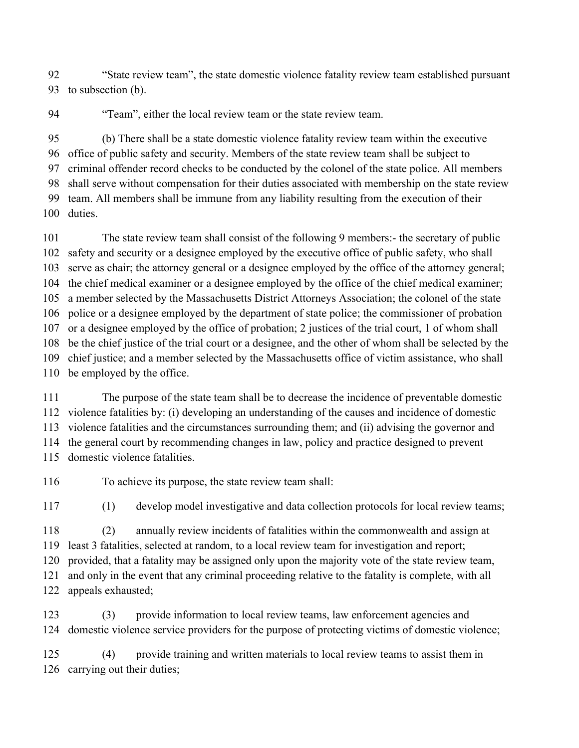"State review team", the state domestic violence fatality review team established pursuant to subsection (b).

"Team", either the local review team or the state review team.

(b) There shall be a state domestic violence fatality review team within the executive office of public safety and security. Members of the state review team shall be subject to criminal offender record checks to be conducted by the colonel of the state police. All members shall serve without compensation for their duties associated with membership on the state review team. All members shall be immune from any liability resulting from the execution of their duties.

The state review team shall consist of the following 9 members:- the secretary of public safety and security or a designee employed by the executive office of public safety, who shall serve as chair; the attorney general or a designee employed by the office of the attorney general; the chief medical examiner or a designee employed by the office of the chief medical examiner; a member selected by the Massachusetts District Attorneys Association; the colonel of the state police or a designee employed by the department of state police; the commissioner of probation or a designee employed by the office of probation; 2 justices of the trial court, 1 of whom shall be the chief justice of the trial court or a designee, and the other of whom shall be selected by the chief justice; and a member selected by the Massachusetts office of victim assistance, who shall be employed by the office.

The purpose of the state team shall be to decrease the incidence of preventable domestic violence fatalities by: (i) developing an understanding of the causes and incidence of domestic violence fatalities and the circumstances surrounding them; and (ii) advising the governor and the general court by recommending changes in law, policy and practice designed to prevent domestic violence fatalities.

To achieve its purpose, the state review team shall:

(1) develop model investigative and data collection protocols for local review teams;

(2) annually review incidents of fatalities within the commonwealth and assign at least 3 fatalities, selected at random, to a local review team for investigation and report; provided, that a fatality may be assigned only upon the majority vote of the state review team, and only in the event that any criminal proceeding relative to the fatality is complete, with all appeals exhausted;

(3) provide information to local review teams, law enforcement agencies and domestic violence service providers for the purpose of protecting victims of domestic violence;

(4) provide training and written materials to local review teams to assist them in carrying out their duties;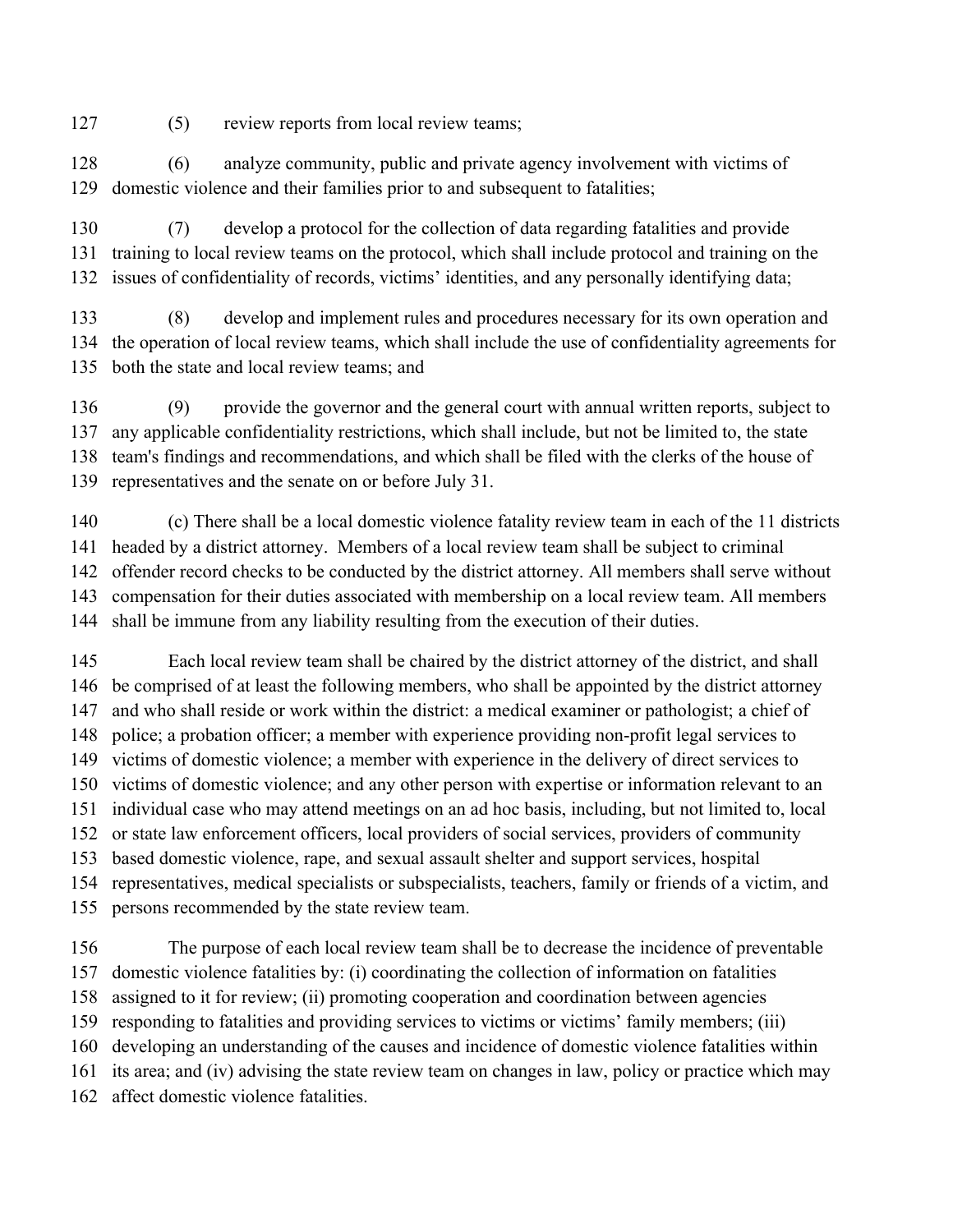(5) review reports from local review teams;

(6) analyze community, public and private agency involvement with victims of domestic violence and their families prior to and subsequent to fatalities;

(7) develop a protocol for the collection of data regarding fatalities and provide training to local review teams on the protocol, which shall include protocol and training on the issues of confidentiality of records, victims' identities, and any personally identifying data;

(8) develop and implement rules and procedures necessary for its own operation and the operation of local review teams, which shall include the use of confidentiality agreements for both the state and local review teams; and

(9) provide the governor and the general court with annual written reports, subject to any applicable confidentiality restrictions, which shall include, but not be limited to, the state team's findings and recommendations, and which shall be filed with the clerks of the house of representatives and the senate on or before July 31.

(c) There shall be a local domestic violence fatality review team in each of the 11 districts headed by a district attorney. Members of a local review team shall be subject to criminal offender record checks to be conducted by the district attorney. All members shall serve without compensation for their duties associated with membership on a local review team. All members shall be immune from any liability resulting from the execution of their duties.

Each local review team shall be chaired by the district attorney of the district, and shall be comprised of at least the following members, who shall be appointed by the district attorney and who shall reside or work within the district: a medical examiner or pathologist; a chief of police; a probation officer; a member with experience providing non-profit legal services to victims of domestic violence; a member with experience in the delivery of direct services to victims of domestic violence; and any other person with expertise or information relevant to an individual case who may attend meetings on an ad hoc basis, including, but not limited to, local or state law enforcement officers, local providers of social services, providers of community based domestic violence, rape, and sexual assault shelter and support services, hospital representatives, medical specialists or subspecialists, teachers, family or friends of a victim, and persons recommended by the state review team.

The purpose of each local review team shall be to decrease the incidence of preventable domestic violence fatalities by: (i) coordinating the collection of information on fatalities assigned to it for review; (ii) promoting cooperation and coordination between agencies responding to fatalities and providing services to victims or victims' family members; (iii) developing an understanding of the causes and incidence of domestic violence fatalities within its area; and (iv) advising the state review team on changes in law, policy or practice which may affect domestic violence fatalities.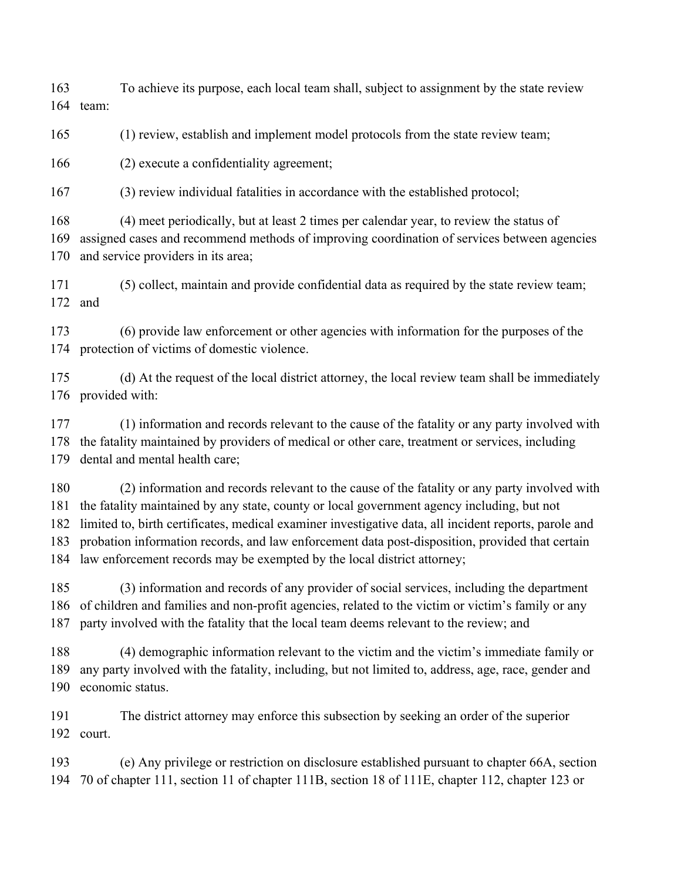To achieve its purpose, each local team shall, subject to assignment by the state review team:

(1) review, establish and implement model protocols from the state review team;

(2) execute a confidentiality agreement;

(3) review individual fatalities in accordance with the established protocol;

(4) meet periodically, but at least 2 times per calendar year, to review the status of assigned cases and recommend methods of improving coordination of services between agencies and service providers in its area;

(5) collect, maintain and provide confidential data as required by the state review team; and

(6) provide law enforcement or other agencies with information for the purposes of the protection of victims of domestic violence.

(d) At the request of the local district attorney, the local review team shall be immediately provided with:

(1) information and records relevant to the cause of the fatality or any party involved with the fatality maintained by providers of medical or other care, treatment or services, including dental and mental health care;

(2) information and records relevant to the cause of the fatality or any party involved with the fatality maintained by any state, county or local government agency including, but not limited to, birth certificates, medical examiner investigative data, all incident reports, parole and probation information records, and law enforcement data post-disposition, provided that certain law enforcement records may be exempted by the local district attorney;

(3) information and records of any provider of social services, including the department of children and families and non-profit agencies, related to the victim or victim's family or any party involved with the fatality that the local team deems relevant to the review; and

(4) demographic information relevant to the victim and the victim's immediate family or any party involved with the fatality, including, but not limited to, address, age, race, gender and economic status.

The district attorney may enforce this subsection by seeking an order of the superior court.

(e) Any privilege or restriction on disclosure established pursuant to chapter 66A, section 70 of chapter 111, section 11 of chapter 111B, section 18 of 111E, chapter 112, chapter 123 or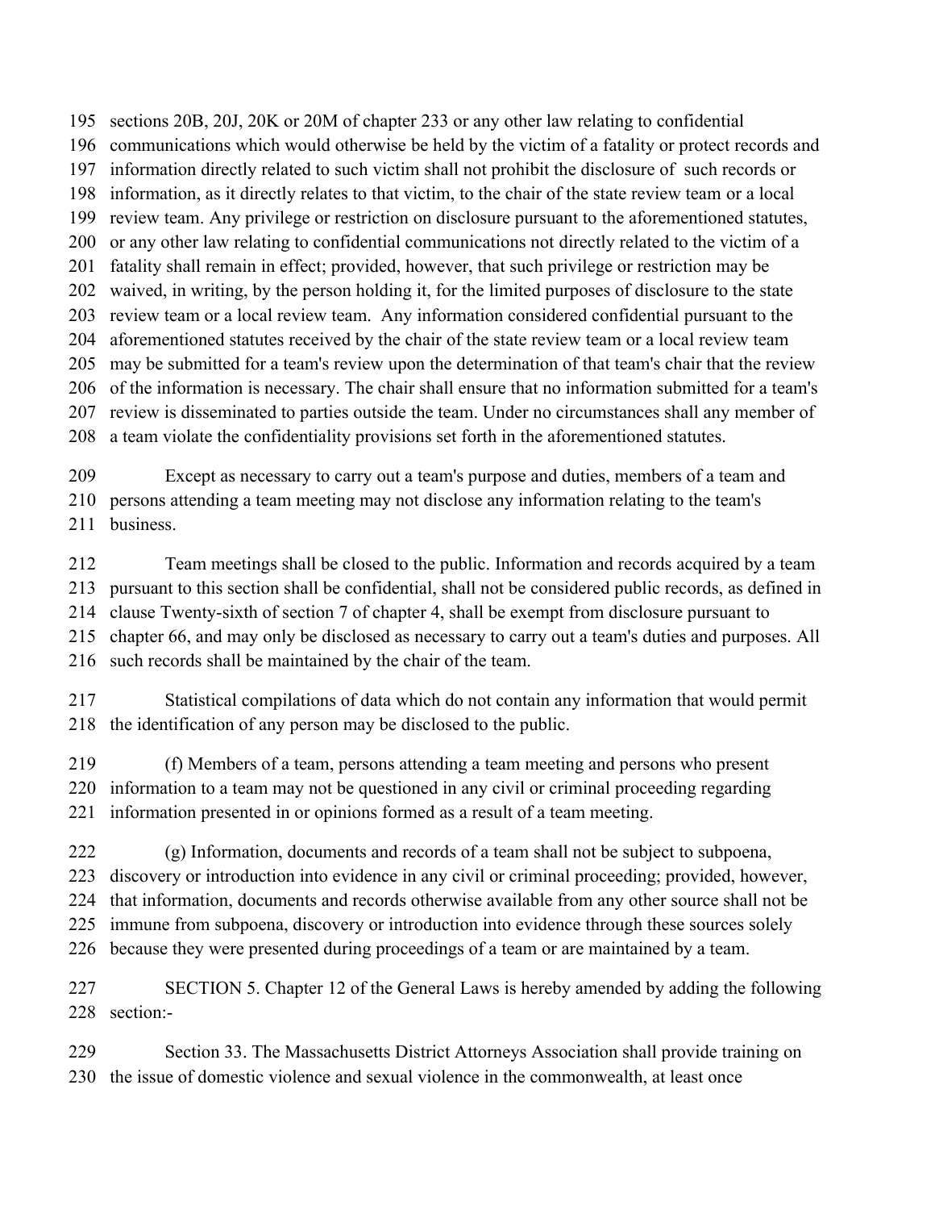sections 20B, 20J, 20K or 20M of chapter 233 or any other law relating to confidential communications which would otherwise be held by the victim of a fatality or protect records and information directly related to such victim shall not prohibit the disclosure of such records or information, as it directly relates to that victim, to the chair of the state review team or a local review team. Any privilege or restriction on disclosure pursuant to the aforementioned statutes, or any other law relating to confidential communications not directly related to the victim of a fatality shall remain in effect; provided, however, that such privilege or restriction may be waived, in writing, by the person holding it, for the limited purposes of disclosure to the state review team or a local review team. Any information considered confidential pursuant to the aforementioned statutes received by the chair of the state review team or a local review team may be submitted for a team's review upon the determination of that team's chair that the review of the information is necessary. The chair shall ensure that no information submitted for a team's review is disseminated to parties outside the team. Under no circumstances shall any member of a team violate the confidentiality provisions set forth in the aforementioned statutes.

Except as necessary to carry out a team's purpose and duties, members of a team and persons attending a team meeting may not disclose any information relating to the team's business.

Team meetings shall be closed to the public. Information and records acquired by a team pursuant to this section shall be confidential, shall not be considered public records, as defined in clause Twenty-sixth of section 7 of chapter 4, shall be exempt from disclosure pursuant to chapter 66, and may only be disclosed as necessary to carry out a team's duties and purposes. All such records shall be maintained by the chair of the team.

Statistical compilations of data which do not contain any information that would permit the identification of any person may be disclosed to the public.

(f) Members of a team, persons attending a team meeting and persons who present information to a team may not be questioned in any civil or criminal proceeding regarding information presented in or opinions formed as a result of a team meeting.

(g) Information, documents and records of a team shall not be subject to subpoena, discovery or introduction into evidence in any civil or criminal proceeding; provided, however, that information, documents and records otherwise available from any other source shall not be immune from subpoena, discovery or introduction into evidence through these sources solely because they were presented during proceedings of a team or are maintained by a team.

SECTION 5. Chapter 12 of the General Laws is hereby amended by adding the following section:-

Section 33. The Massachusetts District Attorneys Association shall provide training on the issue of domestic violence and sexual violence in the commonwealth, at least once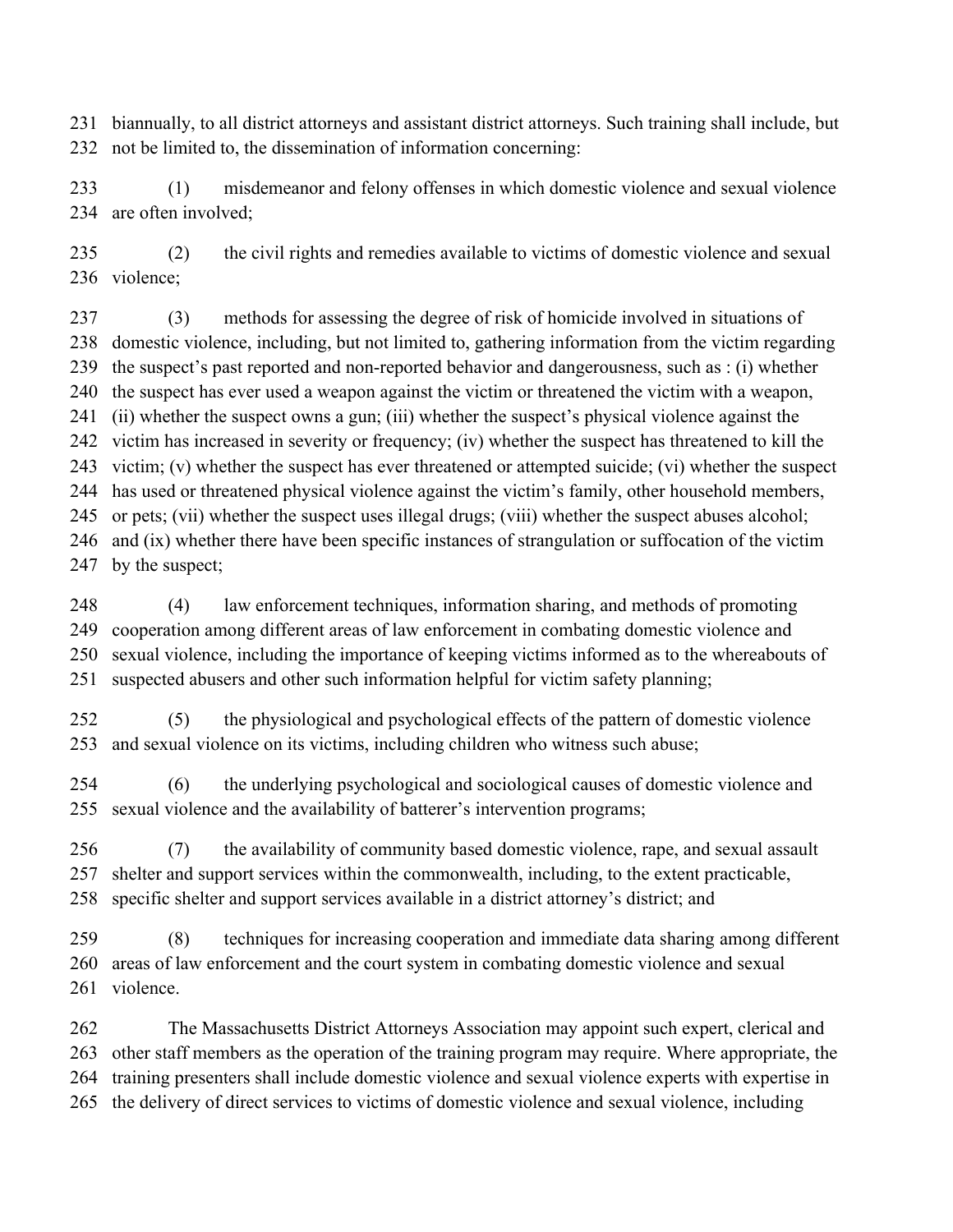biannually, to all district attorneys and assistant district attorneys. Such training shall include, but not be limited to, the dissemination of information concerning:

(1) misdemeanor and felony offenses in which domestic violence and sexual violence are often involved;

(2) the civil rights and remedies available to victims of domestic violence and sexual violence;

(3) methods for assessing the degree of risk of homicide involved in situations of domestic violence, including, but not limited to, gathering information from the victim regarding the suspect's past reported and non-reported behavior and dangerousness, such as : (i) whether the suspect has ever used a weapon against the victim or threatened the victim with a weapon, (ii) whether the suspect owns a gun; (iii) whether the suspect's physical violence against the victim has increased in severity or frequency; (iv) whether the suspect has threatened to kill the victim; (v) whether the suspect has ever threatened or attempted suicide; (vi) whether the suspect has used or threatened physical violence against the victim's family, other household members, or pets; (vii) whether the suspect uses illegal drugs; (viii) whether the suspect abuses alcohol; and (ix) whether there have been specific instances of strangulation or suffocation of the victim by the suspect;

(4) law enforcement techniques, information sharing, and methods of promoting cooperation among different areas of law enforcement in combating domestic violence and sexual violence, including the importance of keeping victims informed as to the whereabouts of suspected abusers and other such information helpful for victim safety planning;

(5) the physiological and psychological effects of the pattern of domestic violence and sexual violence on its victims, including children who witness such abuse;

(6) the underlying psychological and sociological causes of domestic violence and sexual violence and the availability of batterer's intervention programs;

(7) the availability of community based domestic violence, rape, and sexual assault shelter and support services within the commonwealth, including, to the extent practicable, specific shelter and support services available in a district attorney's district; and

(8) techniques for increasing cooperation and immediate data sharing among different areas of law enforcement and the court system in combating domestic violence and sexual violence.

The Massachusetts District Attorneys Association may appoint such expert, clerical and other staff members as the operation of the training program may require. Where appropriate, the training presenters shall include domestic violence and sexual violence experts with expertise in the delivery of direct services to victims of domestic violence and sexual violence, including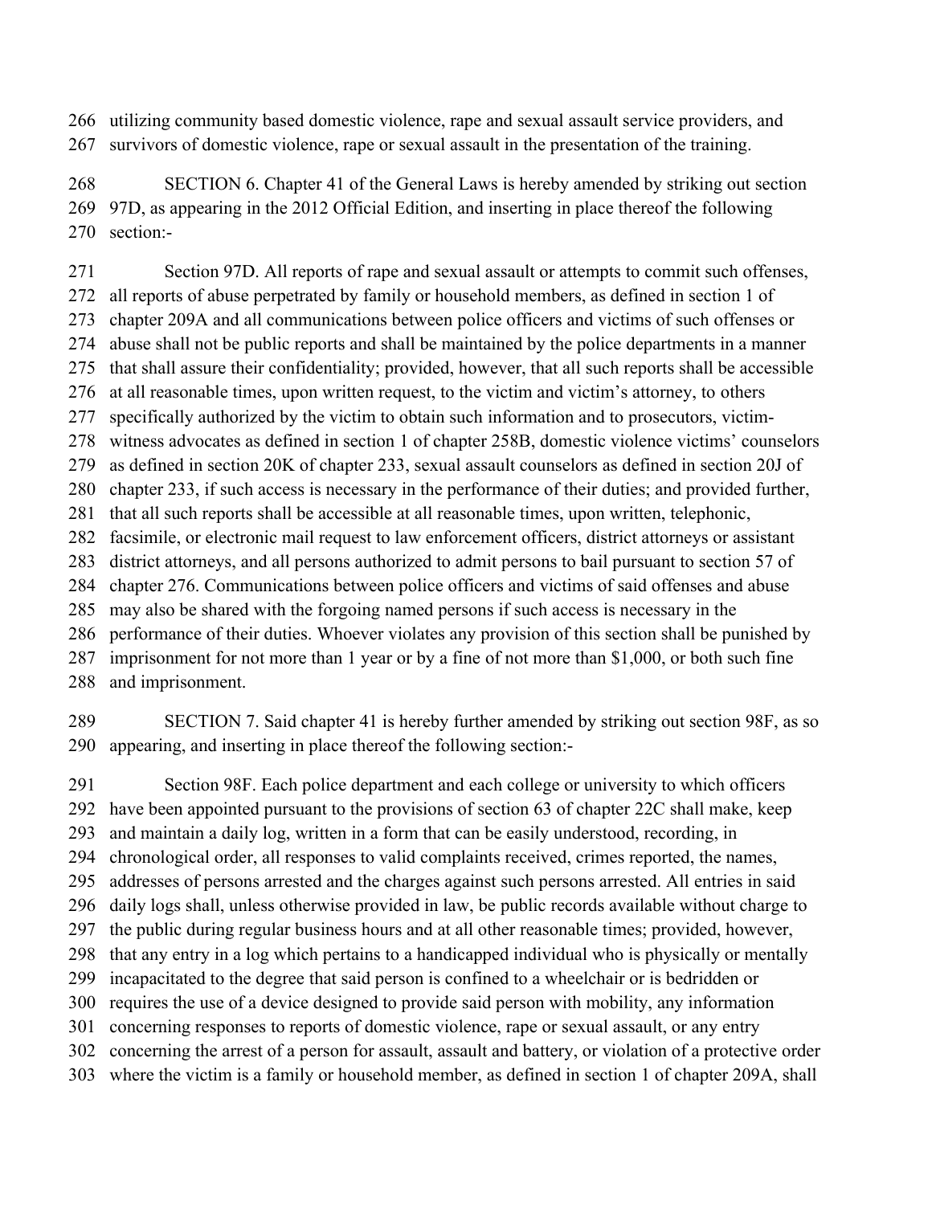utilizing community based domestic violence, rape and sexual assault service providers, and survivors of domestic violence, rape or sexual assault in the presentation of the training.

SECTION 6. Chapter 41 of the General Laws is hereby amended by striking out section 97D, as appearing in the 2012 Official Edition, and inserting in place thereof the following section:-

Section 97D. All reports of rape and sexual assault or attempts to commit such offenses, all reports of abuse perpetrated by family or household members, as defined in section 1 of chapter 209A and all communications between police officers and victims of such offenses or abuse shall not be public reports and shall be maintained by the police departments in a manner that shall assure their confidentiality; provided, however, that all such reports shall be accessible at all reasonable times, upon written request, to the victim and victim's attorney, to others specifically authorized by the victim to obtain such information and to prosecutors, victim-witness advocates as defined in section 1 of chapter 258B, domestic violence victims' counselors as defined in section 20K of chapter 233, sexual assault counselors as defined in section 20J of chapter 233, if such access is necessary in the performance of their duties; and provided further, that all such reports shall be accessible at all reasonable times, upon written, telephonic, facsimile, or electronic mail request to law enforcement officers, district attorneys or assistant district attorneys, and all persons authorized to admit persons to bail pursuant to section 57 of chapter 276. Communications between police officers and victims of said offenses and abuse may also be shared with the forgoing named persons if such access is necessary in the performance of their duties. Whoever violates any provision of this section shall be punished by imprisonment for not more than 1 year or by a fine of not more than $1,000, or both such fine and imprisonment.

SECTION 7. Said chapter 41 is hereby further amended by striking out section 98F, as so appearing, and inserting in place thereof the following section:-

Section 98F. Each police department and each college or university to which officers have been appointed pursuant to the provisions of section 63 of chapter 22C shall make, keep and maintain a daily log, written in a form that can be easily understood, recording, in chronological order, all responses to valid complaints received, crimes reported, the names, addresses of persons arrested and the charges against such persons arrested. All entries in said daily logs shall, unless otherwise provided in law, be public records available without charge to the public during regular business hours and at all other reasonable times; provided, however, that any entry in a log which pertains to a handicapped individual who is physically or mentally incapacitated to the degree that said person is confined to a wheelchair or is bedridden or requires the use of a device designed to provide said person with mobility, any information concerning responses to reports of domestic violence, rape or sexual assault, or any entry concerning the arrest of a person for assault, assault and battery, or violation of a protective order where the victim is a family or household member, as defined in section 1 of chapter 209A, shall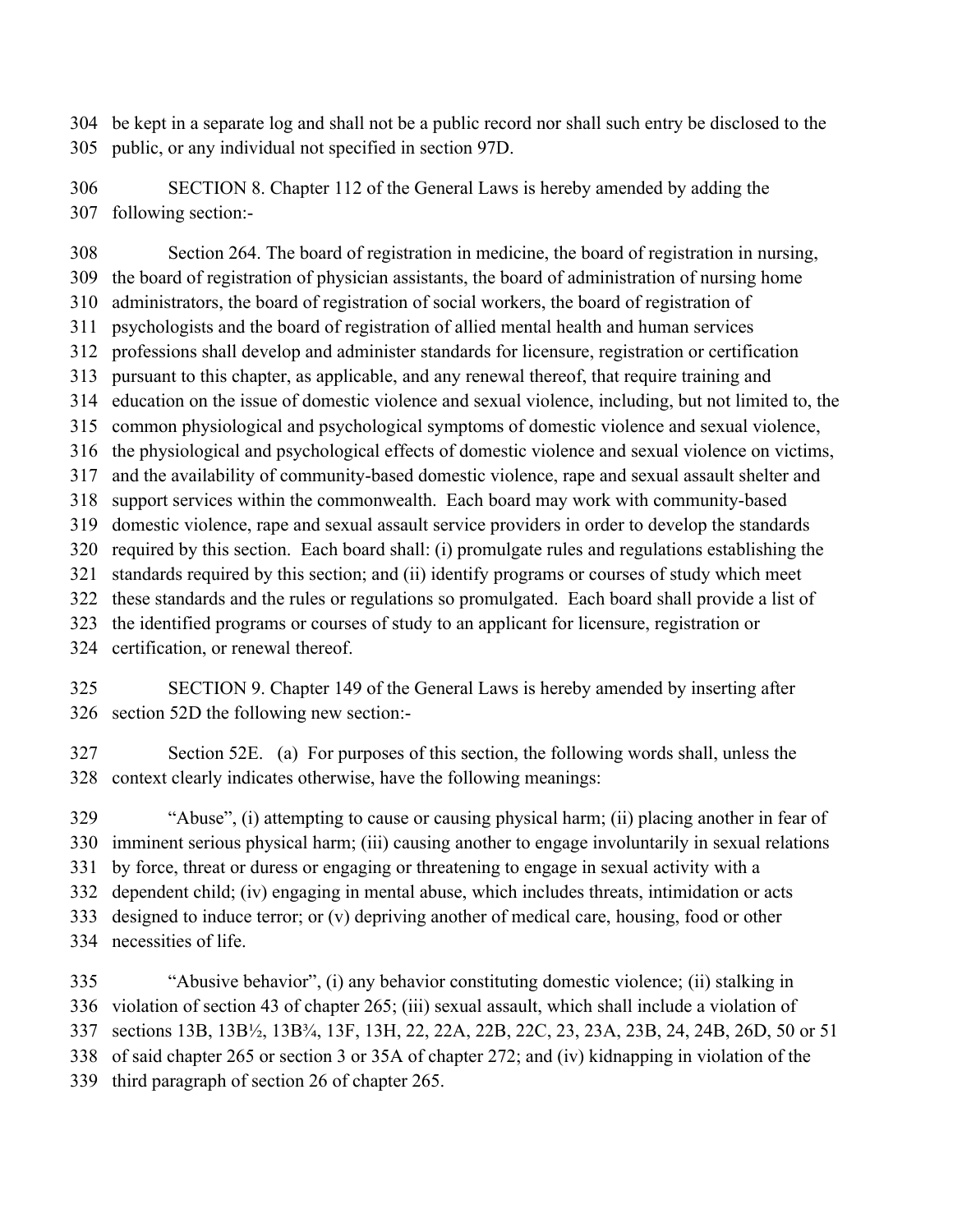be kept in a separate log and shall not be a public record nor shall such entry be disclosed to the public, or any individual not specified in section 97D.

SECTION 8. Chapter 112 of the General Laws is hereby amended by adding the following section:-

Section 264. The board of registration in medicine, the board of registration in nursing, the board of registration of physician assistants, the board of administration of nursing home administrators, the board of registration of social workers, the board of registration of psychologists and the board of registration of allied mental health and human services professions shall develop and administer standards for licensure, registration or certification pursuant to this chapter, as applicable, and any renewal thereof, that require training and education on the issue of domestic violence and sexual violence, including, but not limited to, the common physiological and psychological symptoms of domestic violence and sexual violence, the physiological and psychological effects of domestic violence and sexual violence on victims, and the availability of community-based domestic violence, rape and sexual assault shelter and support services within the commonwealth. Each board may work with community-based domestic violence, rape and sexual assault service providers in order to develop the standards required by this section. Each board shall: (i) promulgate rules and regulations establishing the standards required by this section; and (ii) identify programs or courses of study which meet these standards and the rules or regulations so promulgated. Each board shall provide a list of the identified programs or courses of study to an applicant for licensure, registration or certification, or renewal thereof.

SECTION 9. Chapter 149 of the General Laws is hereby amended by inserting after section 52D the following new section:-

Section 52E. (a) For purposes of this section, the following words shall, unless the context clearly indicates otherwise, have the following meanings:

"Abuse", (i) attempting to cause or causing physical harm; (ii) placing another in fear of imminent serious physical harm; (iii) causing another to engage involuntarily in sexual relations by force, threat or duress or engaging or threatening to engage in sexual activity with a dependent child; (iv) engaging in mental abuse, which includes threats, intimidation or acts designed to induce terror; or (v) depriving another of medical care, housing, food or other necessities of life.

"Abusive behavior", (i) any behavior constituting domestic violence; (ii) stalking in violation of section 43 of chapter 265; (iii) sexual assault, which shall include a violation of sections 13B, 13B½, 13B¾, 13F, 13H, 22, 22A, 22B, 22C, 23, 23A, 23B, 24, 24B, 26D, 50 or 51 of said chapter 265 or section 3 or 35A of chapter 272; and (iv) kidnapping in violation of the third paragraph of section 26 of chapter 265.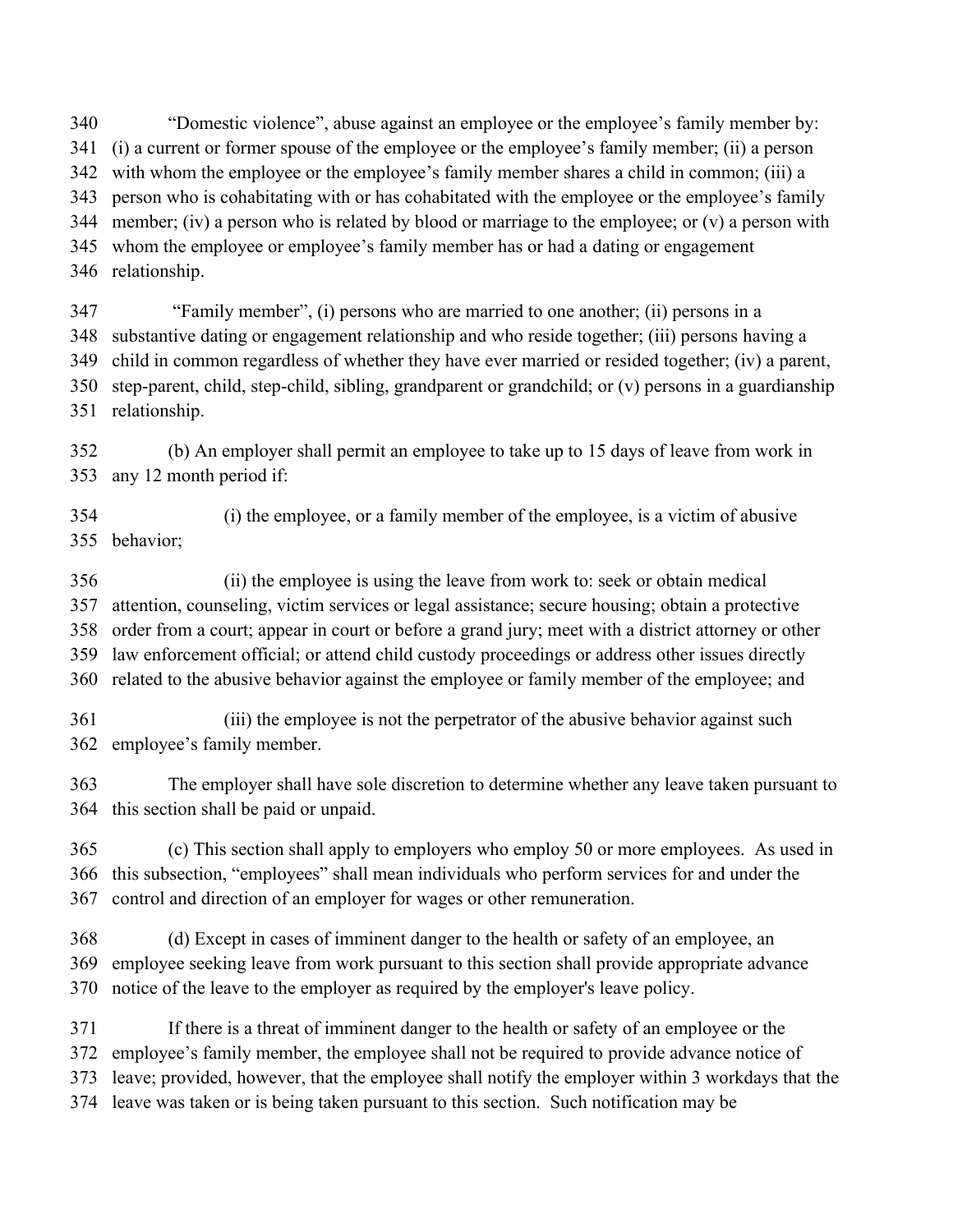"Domestic violence", abuse against an employee or the employee's family member by: (i) a current or former spouse of the employee or the employee's family member; (ii) a person with whom the employee or the employee's family member shares a child in common; (iii) a person who is cohabitating with or has cohabitated with the employee or the employee's family member; (iv) a person who is related by blood or marriage to the employee; or (v) a person with whom the employee or employee's family member has or had a dating or engagement relationship.

"Family member", (i) persons who are married to one another; (ii) persons in a substantive dating or engagement relationship and who reside together; (iii) persons having a child in common regardless of whether they have ever married or resided together; (iv) a parent, step-parent, child, step-child, sibling, grandparent or grandchild; or (v) persons in a guardianship relationship.

(b) An employer shall permit an employee to take up to 15 days of leave from work in any 12 month period if:

(i) the employee, or a family member of the employee, is a victim of abusive behavior;

(ii) the employee is using the leave from work to: seek or obtain medical attention, counseling, victim services or legal assistance; secure housing; obtain a protective order from a court; appear in court or before a grand jury; meet with a district attorney or other law enforcement official; or attend child custody proceedings or address other issues directly related to the abusive behavior against the employee or family member of the employee; and

(iii) the employee is not the perpetrator of the abusive behavior against such employee's family member.

The employer shall have sole discretion to determine whether any leave taken pursuant to this section shall be paid or unpaid.

(c) This section shall apply to employers who employ 50 or more employees. As used in this subsection, "employees" shall mean individuals who perform services for and under the control and direction of an employer for wages or other remuneration.

(d) Except in cases of imminent danger to the health or safety of an employee, an employee seeking leave from work pursuant to this section shall provide appropriate advance notice of the leave to the employer as required by the employer's leave policy.

If there is a threat of imminent danger to the health or safety of an employee or the employee's family member, the employee shall not be required to provide advance notice of leave; provided, however, that the employee shall notify the employer within 3 workdays that the leave was taken or is being taken pursuant to this section. Such notification may be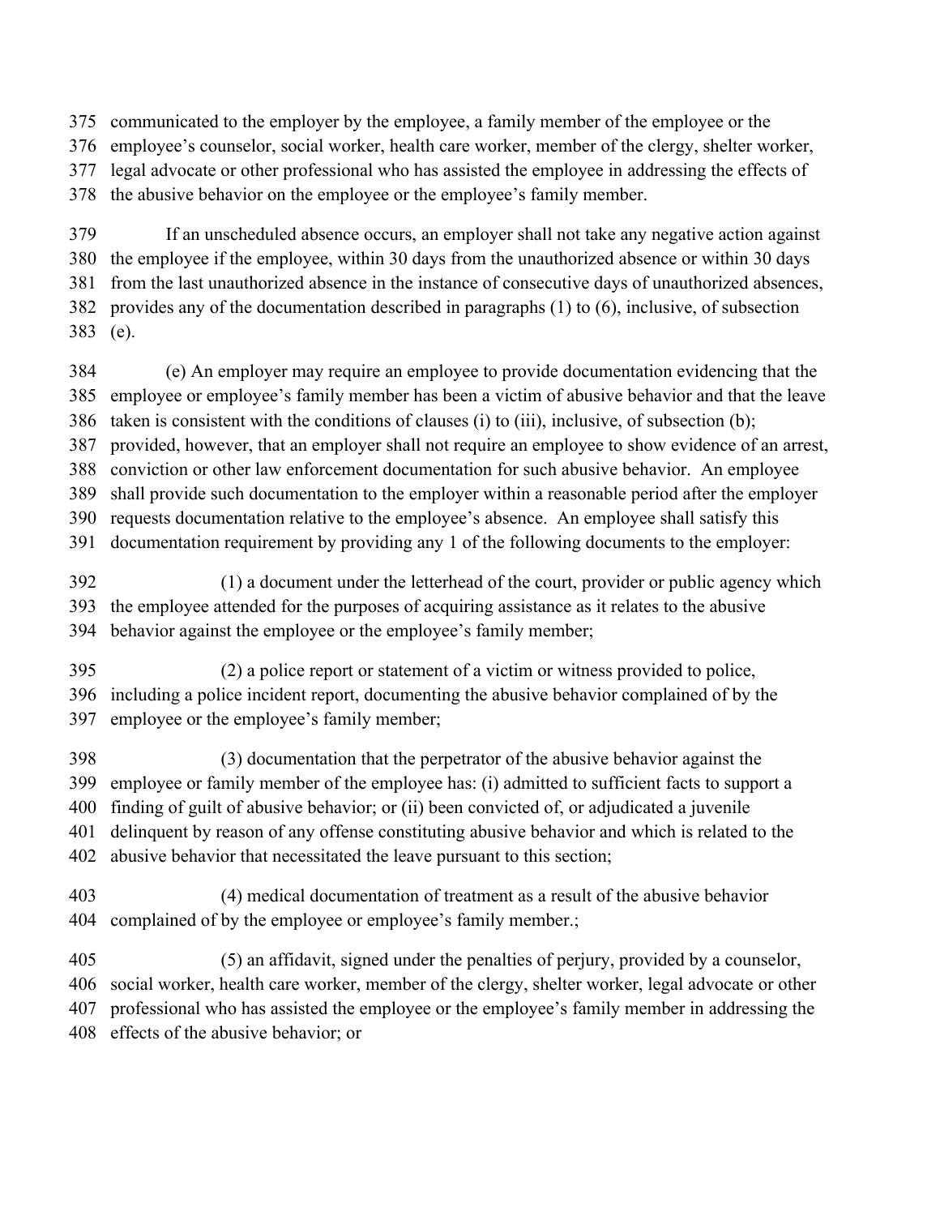communicated to the employer by the employee, a family member of the employee or the employee's counselor, social worker, health care worker, member of the clergy, shelter worker, legal advocate or other professional who has assisted the employee in addressing the effects of the abusive behavior on the employee or the employee's family member.

If an unscheduled absence occurs, an employer shall not take any negative action against the employee if the employee, within 30 days from the unauthorized absence or within 30 days from the last unauthorized absence in the instance of consecutive days of unauthorized absences, provides any of the documentation described in paragraphs (1) to (6), inclusive, of subsection (e).

(e) An employer may require an employee to provide documentation evidencing that the employee or employee's family member has been a victim of abusive behavior and that the leave taken is consistent with the conditions of clauses (i) to (iii), inclusive, of subsection (b); provided, however, that an employer shall not require an employee to show evidence of an arrest, conviction or other law enforcement documentation for such abusive behavior. An employee shall provide such documentation to the employer within a reasonable period after the employer requests documentation relative to the employee's absence. An employee shall satisfy this documentation requirement by providing any 1 of the following documents to the employer:

(1) a document under the letterhead of the court, provider or public agency which the employee attended for the purposes of acquiring assistance as it relates to the abusive behavior against the employee or the employee's family member;

(2) a police report or statement of a victim or witness provided to police, including a police incident report, documenting the abusive behavior complained of by the employee or the employee's family member;

(3) documentation that the perpetrator of the abusive behavior against the employee or family member of the employee has: (i) admitted to sufficient facts to support a finding of guilt of abusive behavior; or (ii) been convicted of, or adjudicated a juvenile delinquent by reason of any offense constituting abusive behavior and which is related to the abusive behavior that necessitated the leave pursuant to this section;

(4) medical documentation of treatment as a result of the abusive behavior complained of by the employee or employee's family member.;

(5) an affidavit, signed under the penalties of perjury, provided by a counselor, social worker, health care worker, member of the clergy, shelter worker, legal advocate or other professional who has assisted the employee or the employee's family member in addressing the effects of the abusive behavior; or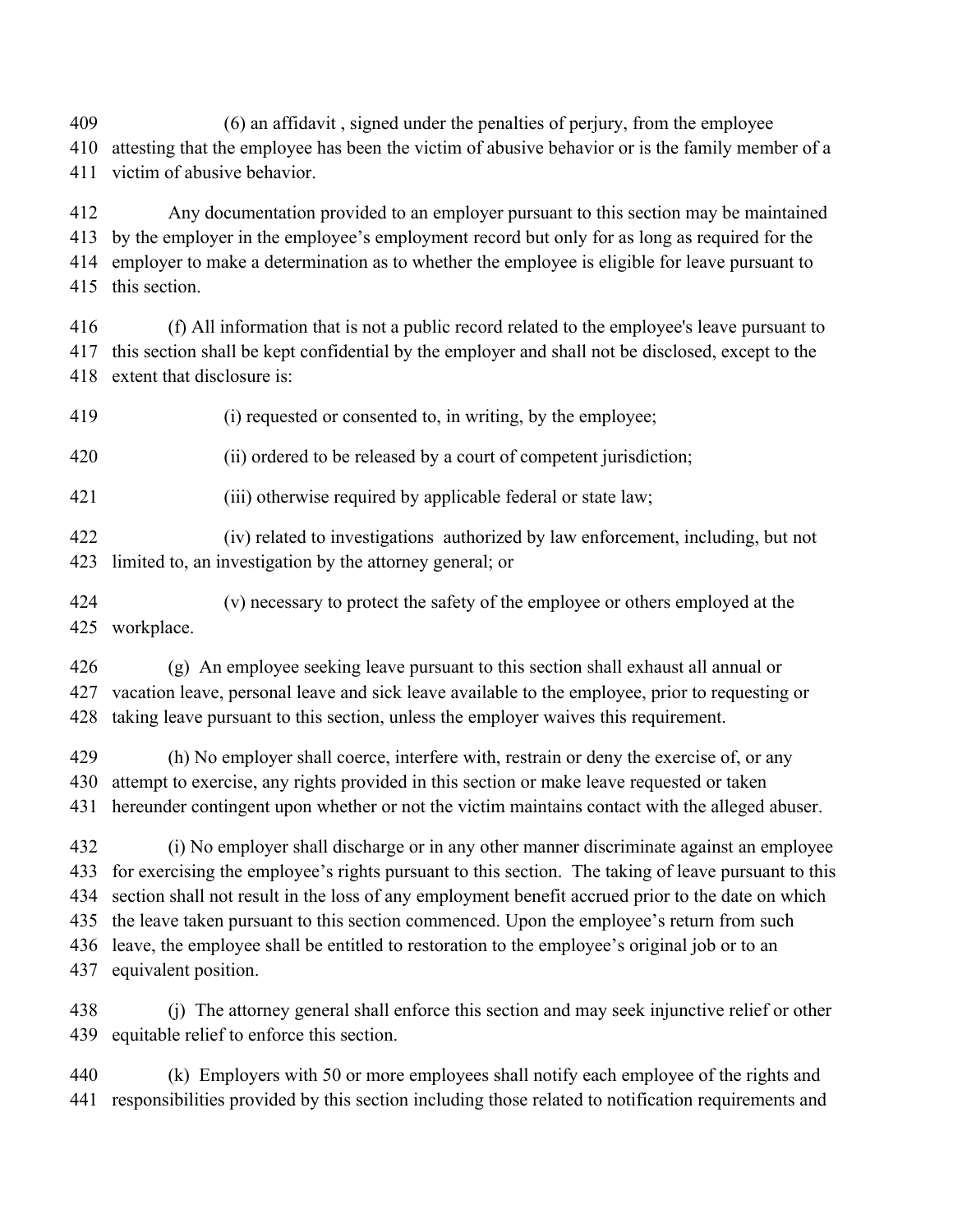(6) an affidavit , signed under the penalties of perjury, from the employee attesting that the employee has been the victim of abusive behavior or is the family member of a victim of abusive behavior.

Any documentation provided to an employer pursuant to this section may be maintained by the employer in the employee's employment record but only for as long as required for the employer to make a determination as to whether the employee is eligible for leave pursuant to this section.

(f) All information that is not a public record related to the employee's leave pursuant to this section shall be kept confidential by the employer and shall not be disclosed, except to the extent that disclosure is:

(i) requested or consented to, in writing, by the employee;

(ii) ordered to be released by a court of competent jurisdiction;

(iii) otherwise required by applicable federal or state law;

(iv) related to investigations authorized by law enforcement, including, but not limited to, an investigation by the attorney general; or

(v) necessary to protect the safety of the employee or others employed at the workplace.

(g) An employee seeking leave pursuant to this section shall exhaust all annual or vacation leave, personal leave and sick leave available to the employee, prior to requesting or taking leave pursuant to this section, unless the employer waives this requirement.

(h) No employer shall coerce, interfere with, restrain or deny the exercise of, or any attempt to exercise, any rights provided in this section or make leave requested or taken hereunder contingent upon whether or not the victim maintains contact with the alleged abuser.

(i) No employer shall discharge or in any other manner discriminate against an employee for exercising the employee's rights pursuant to this section. The taking of leave pursuant to this section shall not result in the loss of any employment benefit accrued prior to the date on which the leave taken pursuant to this section commenced. Upon the employee's return from such leave, the employee shall be entitled to restoration to the employee's original job or to an equivalent position.

(j) The attorney general shall enforce this section and may seek injunctive relief or other equitable relief to enforce this section.

(k) Employers with 50 or more employees shall notify each employee of the rights and responsibilities provided by this section including those related to notification requirements and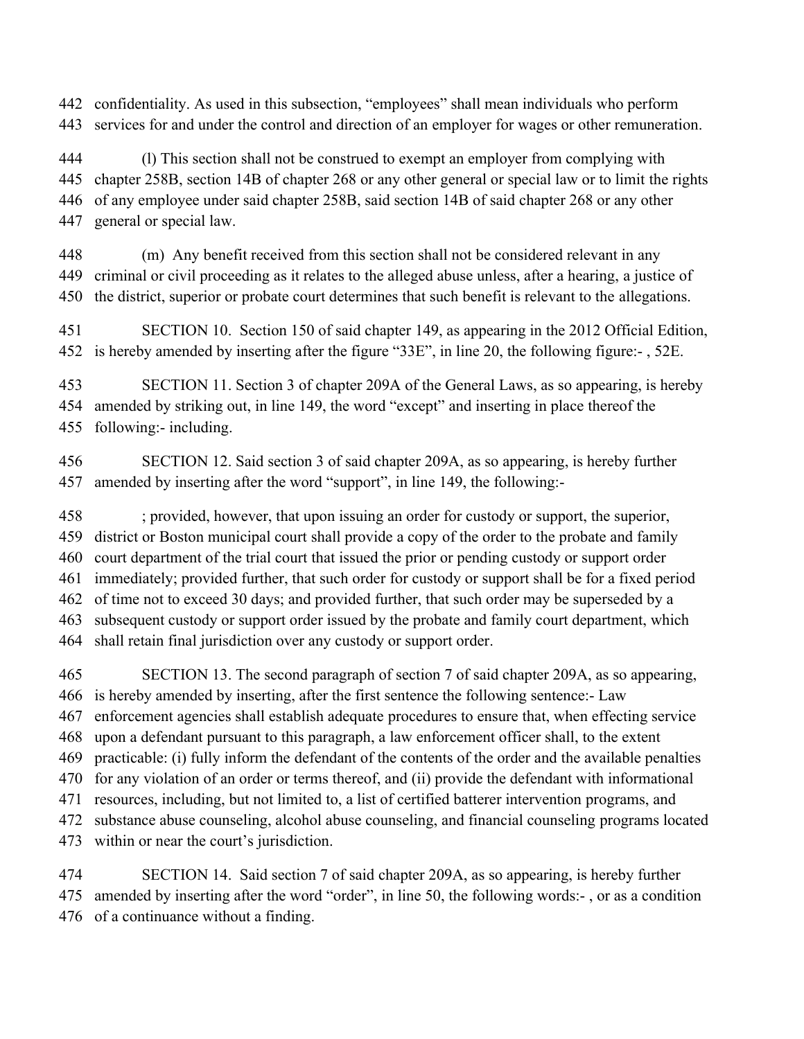confidentiality. As used in this subsection, "employees" shall mean individuals who perform services for and under the control and direction of an employer for wages or other remuneration.

(l) This section shall not be construed to exempt an employer from complying with chapter 258B, section 14B of chapter 268 or any other general or special law or to limit the rights of any employee under said chapter 258B, said section 14B of said chapter 268 or any other general or special law.

(m) Any benefit received from this section shall not be considered relevant in any criminal or civil proceeding as it relates to the alleged abuse unless, after a hearing, a justice of the district, superior or probate court determines that such benefit is relevant to the allegations.

SECTION 10. Section 150 of said chapter 149, as appearing in the 2012 Official Edition, is hereby amended by inserting after the figure "33E", in line 20, the following figure:- , 52E.

SECTION 11. Section 3 of chapter 209A of the General Laws, as so appearing, is hereby amended by striking out, in line 149, the word "except" and inserting in place thereof the following:- including.

SECTION 12. Said section 3 of said chapter 209A, as so appearing, is hereby further amended by inserting after the word "support", in line 149, the following:-

; provided, however, that upon issuing an order for custody or support, the superior, district or Boston municipal court shall provide a copy of the order to the probate and family court department of the trial court that issued the prior or pending custody or support order immediately; provided further, that such order for custody or support shall be for a fixed period of time not to exceed 30 days; and provided further, that such order may be superseded by a subsequent custody or support order issued by the probate and family court department, which shall retain final jurisdiction over any custody or support order.

SECTION 13. The second paragraph of section 7 of said chapter 209A, as so appearing, is hereby amended by inserting, after the first sentence the following sentence:- Law enforcement agencies shall establish adequate procedures to ensure that, when effecting service upon a defendant pursuant to this paragraph, a law enforcement officer shall, to the extent practicable: (i) fully inform the defendant of the contents of the order and the available penalties for any violation of an order or terms thereof, and (ii) provide the defendant with informational resources, including, but not limited to, a list of certified batterer intervention programs, and substance abuse counseling, alcohol abuse counseling, and financial counseling programs located within or near the court's jurisdiction.

SECTION 14. Said section 7 of said chapter 209A, as so appearing, is hereby further amended by inserting after the word "order", in line 50, the following words:- , or as a condition of a continuance without a finding.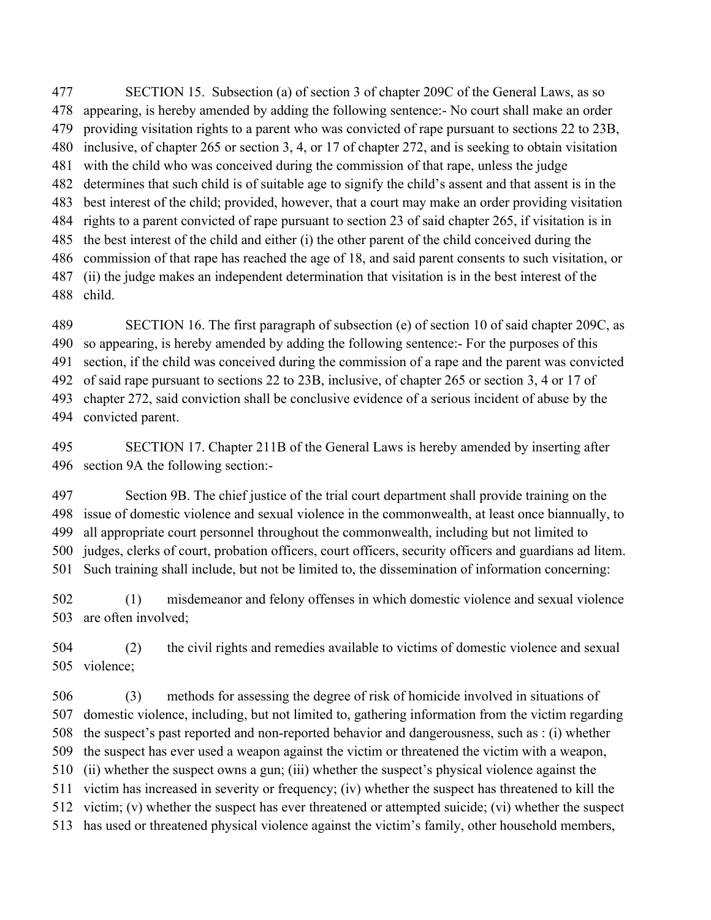SECTION 15. Subsection (a) of section 3 of chapter 209C of the General Laws, as so appearing, is hereby amended by adding the following sentence:- No court shall make an order providing visitation rights to a parent who was convicted of rape pursuant to sections 22 to 23B, inclusive, of chapter 265 or section 3, 4, or 17 of chapter 272, and is seeking to obtain visitation with the child who was conceived during the commission of that rape, unless the judge determines that such child is of suitable age to signify the child's assent and that assent is in the best interest of the child; provided, however, that a court may make an order providing visitation rights to a parent convicted of rape pursuant to section 23 of said chapter 265, if visitation is in the best interest of the child and either (i) the other parent of the child conceived during the commission of that rape has reached the age of 18, and said parent consents to such visitation, or (ii) the judge makes an independent determination that visitation is in the best interest of the child.

SECTION 16. The first paragraph of subsection (e) of section 10 of said chapter 209C, as so appearing, is hereby amended by adding the following sentence:- For the purposes of this section, if the child was conceived during the commission of a rape and the parent was convicted of said rape pursuant to sections 22 to 23B, inclusive, of chapter 265 or section 3, 4 or 17 of chapter 272, said conviction shall be conclusive evidence of a serious incident of abuse by the convicted parent.

SECTION 17. Chapter 211B of the General Laws is hereby amended by inserting after section 9A the following section:-

Section 9B. The chief justice of the trial court department shall provide training on the issue of domestic violence and sexual violence in the commonwealth, at least once biannually, to all appropriate court personnel throughout the commonwealth, including but not limited to judges, clerks of court, probation officers, court officers, security officers and guardians ad litem. Such training shall include, but not be limited to, the dissemination of information concerning:

(1) misdemeanor and felony offenses in which domestic violence and sexual violence are often involved;

(2) the civil rights and remedies available to victims of domestic violence and sexual violence;

(3) methods for assessing the degree of risk of homicide involved in situations of domestic violence, including, but not limited to, gathering information from the victim regarding the suspect's past reported and non-reported behavior and dangerousness, such as : (i) whether the suspect has ever used a weapon against the victim or threatened the victim with a weapon, (ii) whether the suspect owns a gun; (iii) whether the suspect's physical violence against the victim has increased in severity or frequency; (iv) whether the suspect has threatened to kill the victim; (v) whether the suspect has ever threatened or attempted suicide; (vi) whether the suspect has used or threatened physical violence against the victim's family, other household members,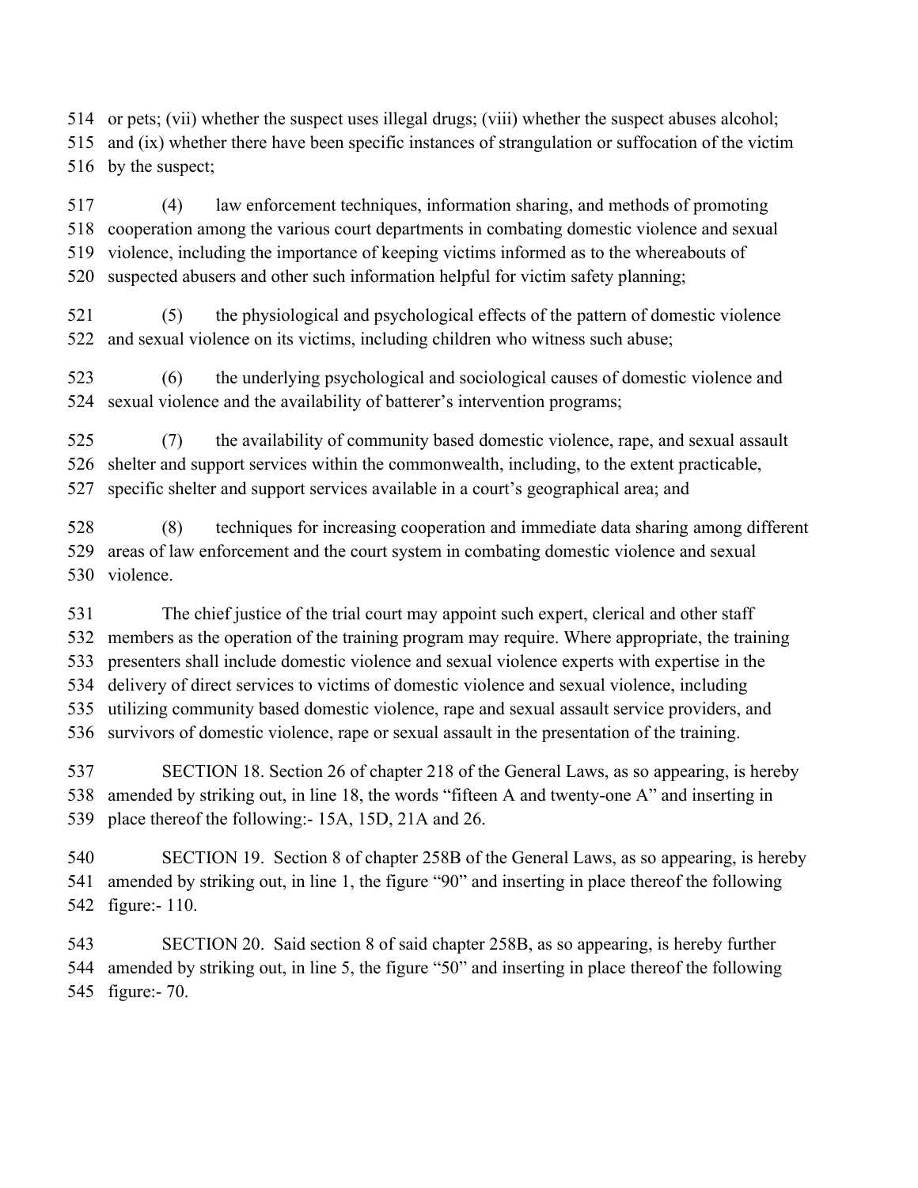or pets; (vii) whether the suspect uses illegal drugs; (viii) whether the suspect abuses alcohol; and (ix) whether there have been specific instances of strangulation or suffocation of the victim by the suspect;

(4) law enforcement techniques, information sharing, and methods of promoting cooperation among the various court departments in combating domestic violence and sexual violence, including the importance of keeping victims informed as to the whereabouts of suspected abusers and other such information helpful for victim safety planning;

(5) the physiological and psychological effects of the pattern of domestic violence and sexual violence on its victims, including children who witness such abuse;

(6) the underlying psychological and sociological causes of domestic violence and sexual violence and the availability of batterer's intervention programs;

(7) the availability of community based domestic violence, rape, and sexual assault shelter and support services within the commonwealth, including, to the extent practicable, specific shelter and support services available in a court's geographical area; and

(8) techniques for increasing cooperation and immediate data sharing among different areas of law enforcement and the court system in combating domestic violence and sexual violence.

The chief justice of the trial court may appoint such expert, clerical and other staff members as the operation of the training program may require. Where appropriate, the training presenters shall include domestic violence and sexual violence experts with expertise in the delivery of direct services to victims of domestic violence and sexual violence, including utilizing community based domestic violence, rape and sexual assault service providers, and survivors of domestic violence, rape or sexual assault in the presentation of the training.

SECTION 18. Section 26 of chapter 218 of the General Laws, as so appearing, is hereby amended by striking out, in line 18, the words "fifteen A and twenty-one A" and inserting in place thereof the following:- 15A, 15D, 21A and 26.

SECTION 19. Section 8 of chapter 258B of the General Laws, as so appearing, is hereby amended by striking out, in line 1, the figure "90" and inserting in place thereof the following figure:- 110.

SECTION 20. Said section 8 of said chapter 258B, as so appearing, is hereby further amended by striking out, in line 5, the figure "50" and inserting in place thereof the following figure:- 70.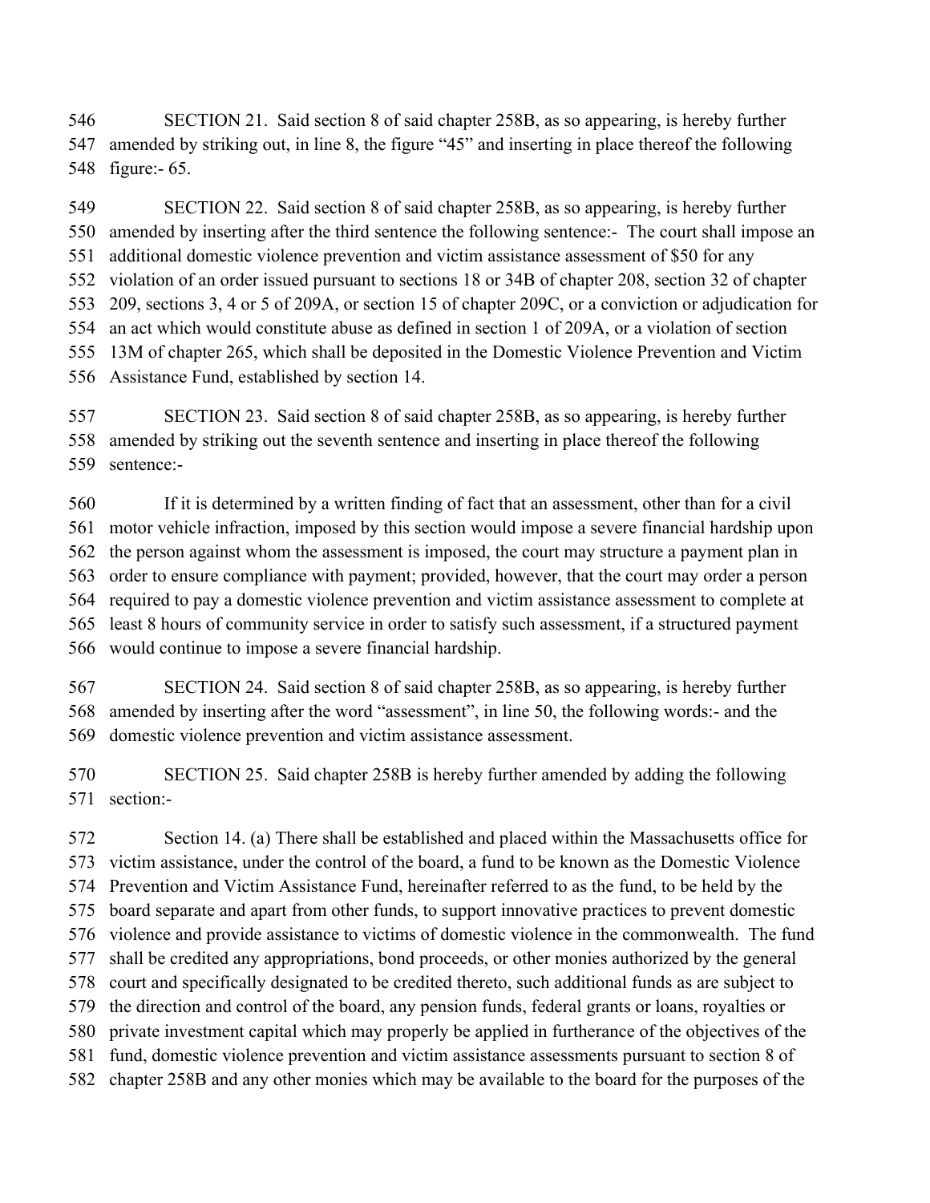SECTION 21. Said section 8 of said chapter 258B, as so appearing, is hereby further amended by striking out, in line 8, the figure "45" and inserting in place thereof the following figure:- 65.

SECTION 22. Said section 8 of said chapter 258B, as so appearing, is hereby further amended by inserting after the third sentence the following sentence:- The court shall impose an additional domestic violence prevention and victim assistance assessment of $50 for any violation of an order issued pursuant to sections 18 or 34B of chapter 208, section 32 of chapter 209, sections 3, 4 or 5 of 209A, or section 15 of chapter 209C, or a conviction or adjudication for an act which would constitute abuse as defined in section 1 of 209A, or a violation of section 13M of chapter 265, which shall be deposited in the Domestic Violence Prevention and Victim Assistance Fund, established by section 14.

SECTION 23. Said section 8 of said chapter 258B, as so appearing, is hereby further amended by striking out the seventh sentence and inserting in place thereof the following sentence:-

If it is determined by a written finding of fact that an assessment, other than for a civil motor vehicle infraction, imposed by this section would impose a severe financial hardship upon the person against whom the assessment is imposed, the court may structure a payment plan in order to ensure compliance with payment; provided, however, that the court may order a person required to pay a domestic violence prevention and victim assistance assessment to complete at least 8 hours of community service in order to satisfy such assessment, if a structured payment would continue to impose a severe financial hardship.

SECTION 24. Said section 8 of said chapter 258B, as so appearing, is hereby further amended by inserting after the word "assessment", in line 50, the following words:- and the domestic violence prevention and victim assistance assessment.

SECTION 25. Said chapter 258B is hereby further amended by adding the following section:-

Section 14. (a) There shall be established and placed within the Massachusetts office for victim assistance, under the control of the board, a fund to be known as the Domestic Violence Prevention and Victim Assistance Fund, hereinafter referred to as the fund, to be held by the board separate and apart from other funds, to support innovative practices to prevent domestic violence and provide assistance to victims of domestic violence in the commonwealth. The fund shall be credited any appropriations, bond proceeds, or other monies authorized by the general court and specifically designated to be credited thereto, such additional funds as are subject to the direction and control of the board, any pension funds, federal grants or loans, royalties or private investment capital which may properly be applied in furtherance of the objectives of the fund, domestic violence prevention and victim assistance assessments pursuant to section 8 of chapter 258B and any other monies which may be available to the board for the purposes of the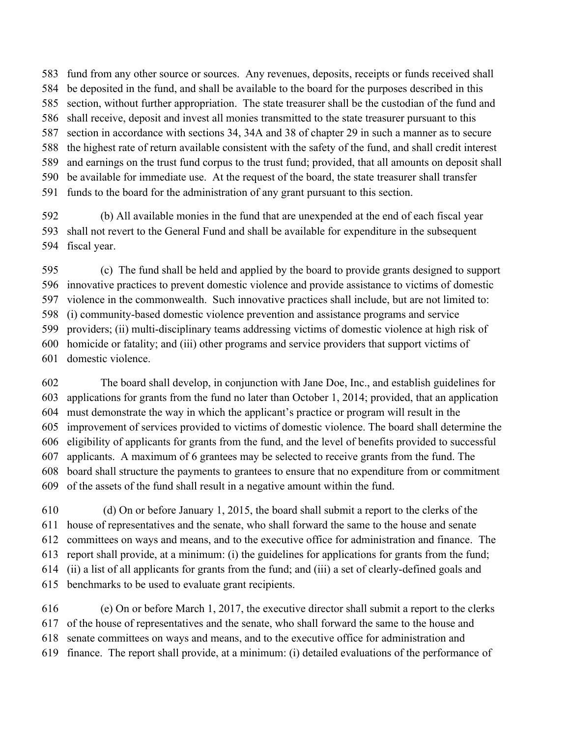fund from any other source or sources. Any revenues, deposits, receipts or funds received shall be deposited in the fund, and shall be available to the board for the purposes described in this section, without further appropriation. The state treasurer shall be the custodian of the fund and shall receive, deposit and invest all monies transmitted to the state treasurer pursuant to this section in accordance with sections 34, 34A and 38 of chapter 29 in such a manner as to secure the highest rate of return available consistent with the safety of the fund, and shall credit interest and earnings on the trust fund corpus to the trust fund; provided, that all amounts on deposit shall be available for immediate use. At the request of the board, the state treasurer shall transfer funds to the board for the administration of any grant pursuant to this section.

(b) All available monies in the fund that are unexpended at the end of each fiscal year shall not revert to the General Fund and shall be available for expenditure in the subsequent fiscal year.

(c) The fund shall be held and applied by the board to provide grants designed to support innovative practices to prevent domestic violence and provide assistance to victims of domestic violence in the commonwealth. Such innovative practices shall include, but are not limited to: (i) community-based domestic violence prevention and assistance programs and service providers; (ii) multi-disciplinary teams addressing victims of domestic violence at high risk of homicide or fatality; and (iii) other programs and service providers that support victims of domestic violence.

The board shall develop, in conjunction with Jane Doe, Inc., and establish guidelines for applications for grants from the fund no later than October 1, 2014; provided, that an application must demonstrate the way in which the applicant's practice or program will result in the improvement of services provided to victims of domestic violence. The board shall determine the eligibility of applicants for grants from the fund, and the level of benefits provided to successful applicants. A maximum of 6 grantees may be selected to receive grants from the fund. The board shall structure the payments to grantees to ensure that no expenditure from or commitment of the assets of the fund shall result in a negative amount within the fund.

(d) On or before January 1, 2015, the board shall submit a report to the clerks of the house of representatives and the senate, who shall forward the same to the house and senate committees on ways and means, and to the executive office for administration and finance. The report shall provide, at a minimum: (i) the guidelines for applications for grants from the fund; (ii) a list of all applicants for grants from the fund; and (iii) a set of clearly-defined goals and benchmarks to be used to evaluate grant recipients.

(e) On or before March 1, 2017, the executive director shall submit a report to the clerks of the house of representatives and the senate, who shall forward the same to the house and senate committees on ways and means, and to the executive office for administration and finance. The report shall provide, at a minimum: (i) detailed evaluations of the performance of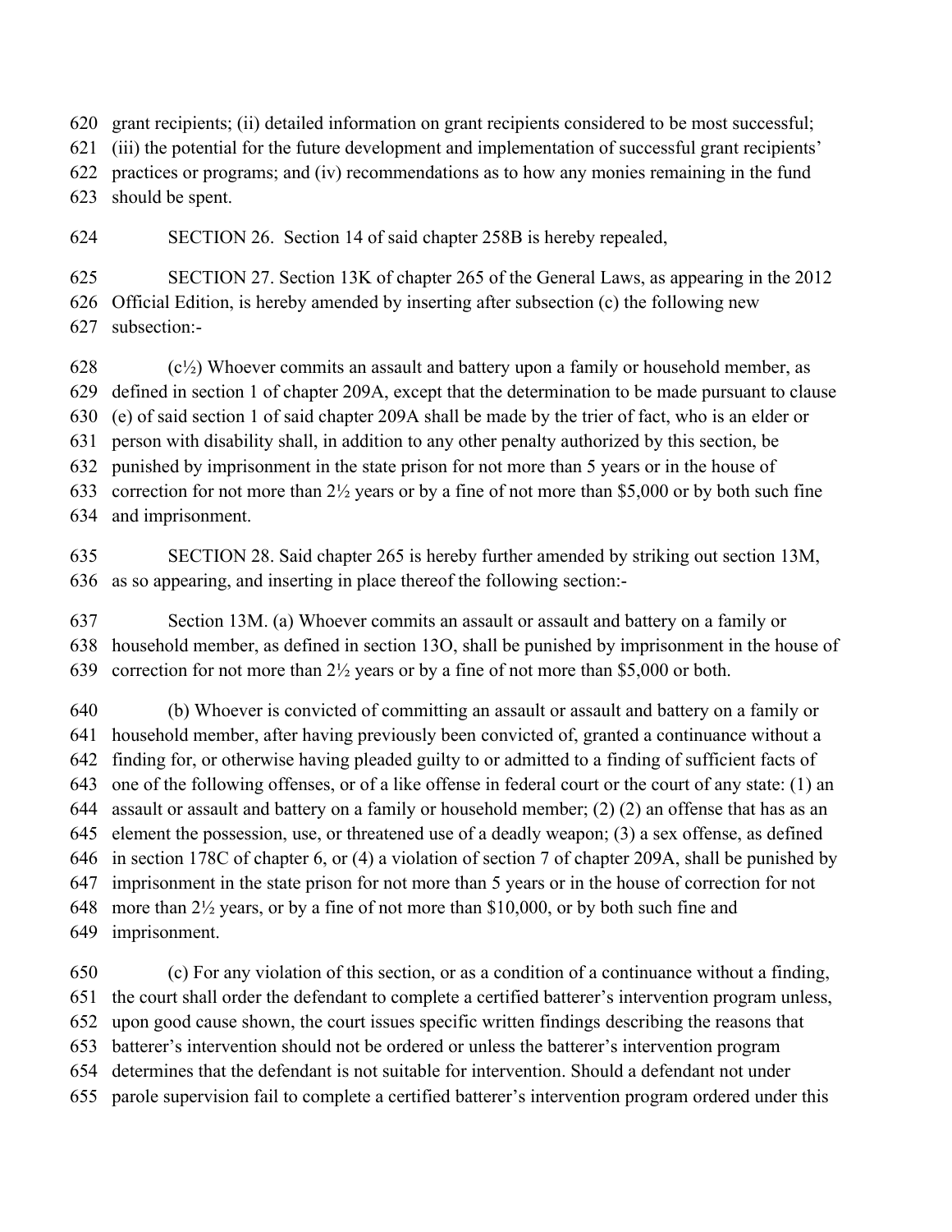grant recipients; (ii) detailed information on grant recipients considered to be most successful; (iii) the potential for the future development and implementation of successful grant recipients' practices or programs; and (iv) recommendations as to how any monies remaining in the fund should be spent.

SECTION 26. Section 14 of said chapter 258B is hereby repealed,

SECTION 27. Section 13K of chapter 265 of the General Laws, as appearing in the 2012 Official Edition, is hereby amended by inserting after subsection (c) the following new subsection:-

(c½) Whoever commits an assault and battery upon a family or household member, as defined in section 1 of chapter 209A, except that the determination to be made pursuant to clause (e) of said section 1 of said chapter 209A shall be made by the trier of fact, who is an elder or person with disability shall, in addition to any other penalty authorized by this section, be punished by imprisonment in the state prison for not more than 5 years or in the house of correction for not more than 2½ years or by a fine of not more than $5,000 or by both such fine and imprisonment.

SECTION 28. Said chapter 265 is hereby further amended by striking out section 13M, as so appearing, and inserting in place thereof the following section:-

Section 13M. (a) Whoever commits an assault or assault and battery on a family or household member, as defined in section 13O, shall be punished by imprisonment in the house of correction for not more than 2½ years or by a fine of not more than $5,000 or both.

(b) Whoever is convicted of committing an assault or assault and battery on a family or household member, after having previously been convicted of, granted a continuance without a finding for, or otherwise having pleaded guilty to or admitted to a finding of sufficient facts of one of the following offenses, or of a like offense in federal court or the court of any state: (1) an assault or assault and battery on a family or household member; (2) (2) an offense that has as an element the possession, use, or threatened use of a deadly weapon; (3) a sex offense, as defined in section 178C of chapter 6, or (4) a violation of section 7 of chapter 209A, shall be punished by imprisonment in the state prison for not more than 5 years or in the house of correction for not more than 2½ years, or by a fine of not more than $10,000, or by both such fine and imprisonment.

(c) For any violation of this section, or as a condition of a continuance without a finding, the court shall order the defendant to complete a certified batterer's intervention program unless, upon good cause shown, the court issues specific written findings describing the reasons that batterer's intervention should not be ordered or unless the batterer's intervention program determines that the defendant is not suitable for intervention. Should a defendant not under parole supervision fail to complete a certified batterer's intervention program ordered under this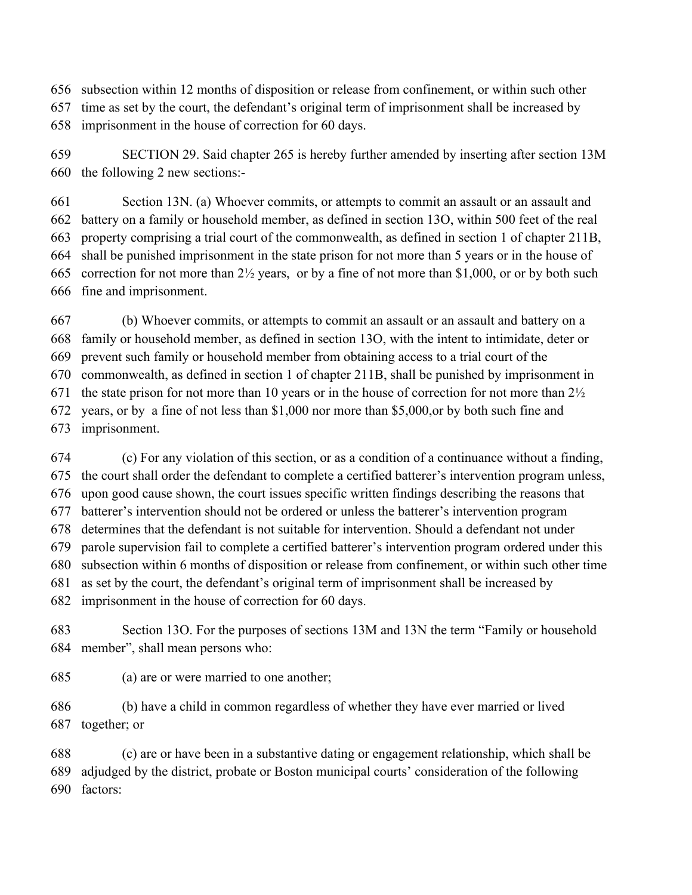656 subsection within 12 months of disposition or release from confinement, or within such other
657 time as set by the court, the defendant's original term of imprisonment shall be increased by
658 imprisonment in the house of correction for 60 days.

659 SECTION 29. Said chapter 265 is hereby further amended by inserting after section 13M
660 the following 2 new sections:-

661 Section 13N. (a) Whoever commits, or attempts to commit an assault or an assault and
662 battery on a family or household member, as defined in section 13O, within 500 feet of the real
663 property comprising a trial court of the commonwealth, as defined in section 1 of chapter 211B,
664 shall be punished imprisonment in the state prison for not more than 5 years or in the house of
665 correction for not more than 2½ years, or by a fine of not more than $1,000, or or by both such
666 fine and imprisonment.

667 (b) Whoever commits, or attempts to commit an assault or an assault and battery on a
668 family or household member, as defined in section 13O, with the intent to intimidate, deter or
669 prevent such family or household member from obtaining access to a trial court of the
670 commonwealth, as defined in section 1 of chapter 211B, shall be punished by imprisonment in
671 the state prison for not more than 10 years or in the house of correction for not more than 2½
672 years, or by a fine of not less than $1,000 nor more than $5,000,or by both such fine and
673 imprisonment.

674 (c) For any violation of this section, or as a condition of a continuance without a finding,
675 the court shall order the defendant to complete a certified batterer's intervention program unless,
676 upon good cause shown, the court issues specific written findings describing the reasons that
677 batterer's intervention should not be ordered or unless the batterer's intervention program
678 determines that the defendant is not suitable for intervention. Should a defendant not under
679 parole supervision fail to complete a certified batterer's intervention program ordered under this
680 subsection within 6 months of disposition or release from confinement, or within such other time
681 as set by the court, the defendant's original term of imprisonment shall be increased by
682 imprisonment in the house of correction for 60 days.

683 Section 13O. For the purposes of sections 13M and 13N the term "Family or household
684 member", shall mean persons who:

685 (a) are or were married to one another;

686 (b) have a child in common regardless of whether they have ever married or lived
687 together; or

688 (c) are or have been in a substantive dating or engagement relationship, which shall be
689 adjudged by the district, probate or Boston municipal courts' consideration of the following
690 factors: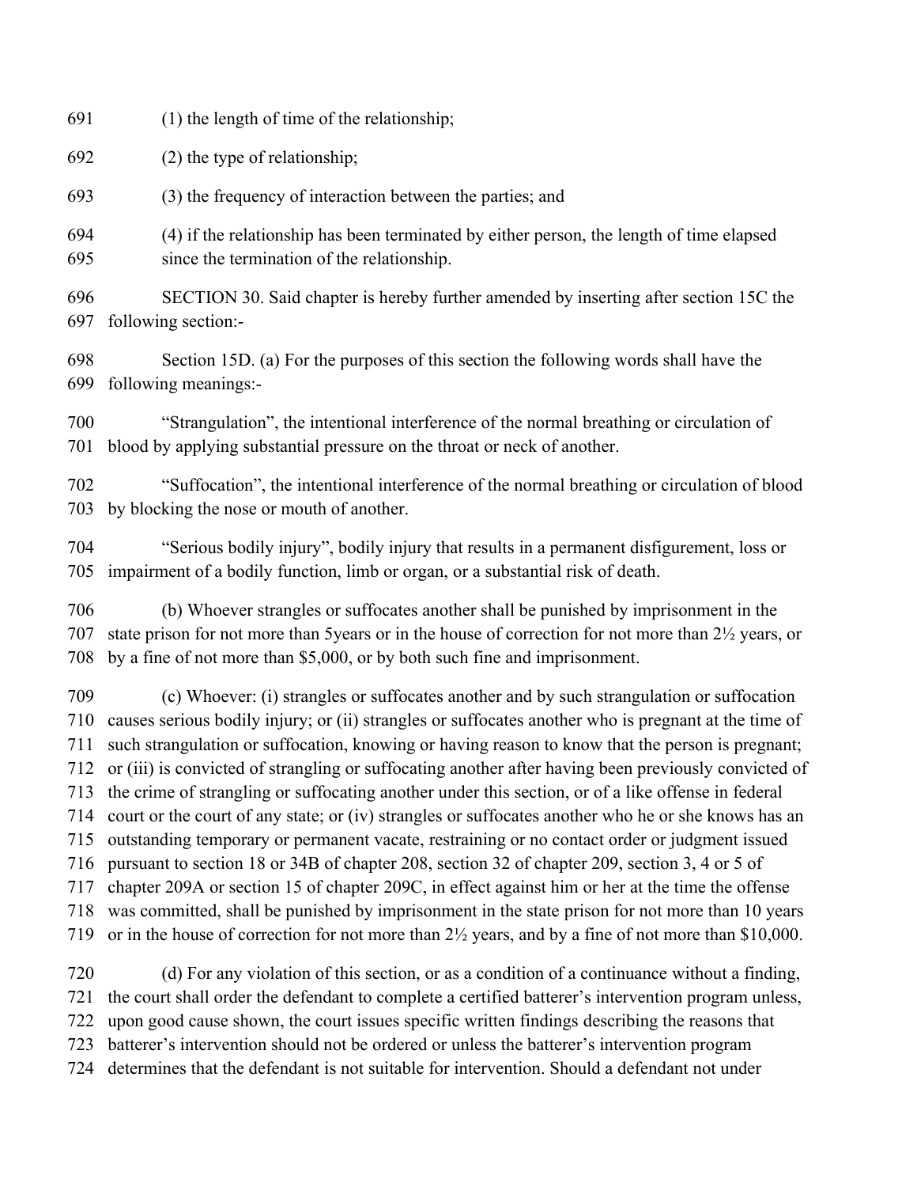(1) the length of time of the relationship;

(2) the type of relationship;

(3) the frequency of interaction between the parties; and

(4) if the relationship has been terminated by either person, the length of time elapsed since the termination of the relationship.

SECTION 30. Said chapter is hereby further amended by inserting after section 15C the following section:-

Section 15D. (a) For the purposes of this section the following words shall have the following meanings:-

"Strangulation", the intentional interference of the normal breathing or circulation of blood by applying substantial pressure on the throat or neck of another.

"Suffocation", the intentional interference of the normal breathing or circulation of blood by blocking the nose or mouth of another.

"Serious bodily injury", bodily injury that results in a permanent disfigurement, loss or impairment of a bodily function, limb or organ, or a substantial risk of death.

(b) Whoever strangles or suffocates another shall be punished by imprisonment in the state prison for not more than 5years or in the house of correction for not more than 2½ years, or by a fine of not more than $5,000, or by both such fine and imprisonment.

(c) Whoever: (i) strangles or suffocates another and by such strangulation or suffocation causes serious bodily injury; or (ii) strangles or suffocates another who is pregnant at the time of such strangulation or suffocation, knowing or having reason to know that the person is pregnant; or (iii) is convicted of strangling or suffocating another after having been previously convicted of the crime of strangling or suffocating another under this section, or of a like offense in federal court or the court of any state; or (iv) strangles or suffocates another who he or she knows has an outstanding temporary or permanent vacate, restraining or no contact order or judgment issued pursuant to section 18 or 34B of chapter 208, section 32 of chapter 209, section 3, 4 or 5 of chapter 209A or section 15 of chapter 209C, in effect against him or her at the time the offense was committed, shall be punished by imprisonment in the state prison for not more than 10 years or in the house of correction for not more than 2½ years, and by a fine of not more than $10,000.

(d) For any violation of this section, or as a condition of a continuance without a finding, the court shall order the defendant to complete a certified batterer's intervention program unless, upon good cause shown, the court issues specific written findings describing the reasons that batterer's intervention should not be ordered or unless the batterer's intervention program determines that the defendant is not suitable for intervention. Should a defendant not under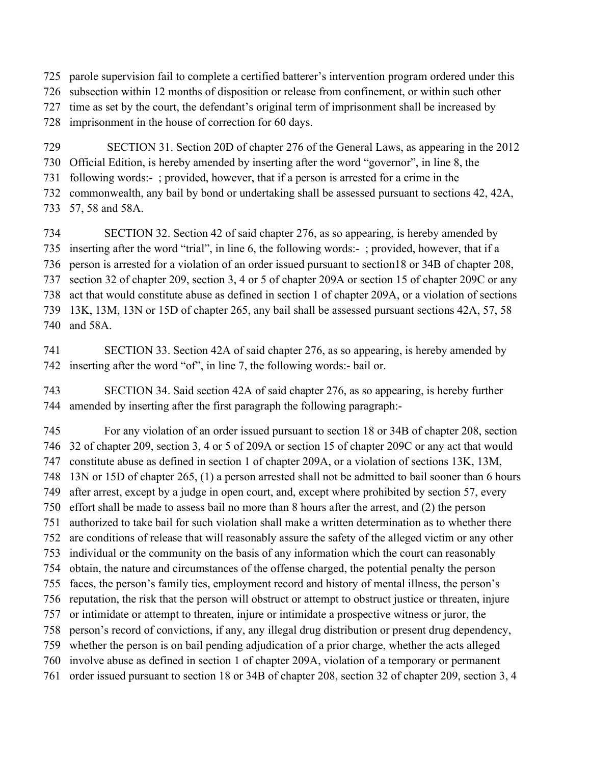parole supervision fail to complete a certified batterer's intervention program ordered under this subsection within 12 months of disposition or release from confinement, or within such other time as set by the court, the defendant's original term of imprisonment shall be increased by imprisonment in the house of correction for 60 days.

SECTION 31. Section 20D of chapter 276 of the General Laws, as appearing in the 2012 Official Edition, is hereby amended by inserting after the word "governor", in line 8, the following words:- ; provided, however, that if a person is arrested for a crime in the commonwealth, any bail by bond or undertaking shall be assessed pursuant to sections 42, 42A, 57, 58 and 58A.

SECTION 32. Section 42 of said chapter 276, as so appearing, is hereby amended by inserting after the word "trial", in line 6, the following words:- ; provided, however, that if a person is arrested for a violation of an order issued pursuant to section18 or 34B of chapter 208, section 32 of chapter 209, section 3, 4 or 5 of chapter 209A or section 15 of chapter 209C or any act that would constitute abuse as defined in section 1 of chapter 209A, or a violation of sections 13K, 13M, 13N or 15D of chapter 265, any bail shall be assessed pursuant sections 42A, 57, 58 and 58A.

SECTION 33. Section 42A of said chapter 276, as so appearing, is hereby amended by inserting after the word "of", in line 7, the following words:- bail or.

SECTION 34. Said section 42A of said chapter 276, as so appearing, is hereby further amended by inserting after the first paragraph the following paragraph:-

For any violation of an order issued pursuant to section 18 or 34B of chapter 208, section 32 of chapter 209, section 3, 4 or 5 of 209A or section 15 of chapter 209C or any act that would constitute abuse as defined in section 1 of chapter 209A, or a violation of sections 13K, 13M, 13N or 15D of chapter 265, (1) a person arrested shall not be admitted to bail sooner than 6 hours after arrest, except by a judge in open court, and, except where prohibited by section 57, every effort shall be made to assess bail no more than 8 hours after the arrest, and (2) the person authorized to take bail for such violation shall make a written determination as to whether there are conditions of release that will reasonably assure the safety of the alleged victim or any other individual or the community on the basis of any information which the court can reasonably obtain, the nature and circumstances of the offense charged, the potential penalty the person faces, the person's family ties, employment record and history of mental illness, the person's reputation, the risk that the person will obstruct or attempt to obstruct justice or threaten, injure or intimidate or attempt to threaten, injure or intimidate a prospective witness or juror, the person's record of convictions, if any, any illegal drug distribution or present drug dependency, whether the person is on bail pending adjudication of a prior charge, whether the acts alleged involve abuse as defined in section 1 of chapter 209A, violation of a temporary or permanent order issued pursuant to section 18 or 34B of chapter 208, section 32 of chapter 209, section 3, 4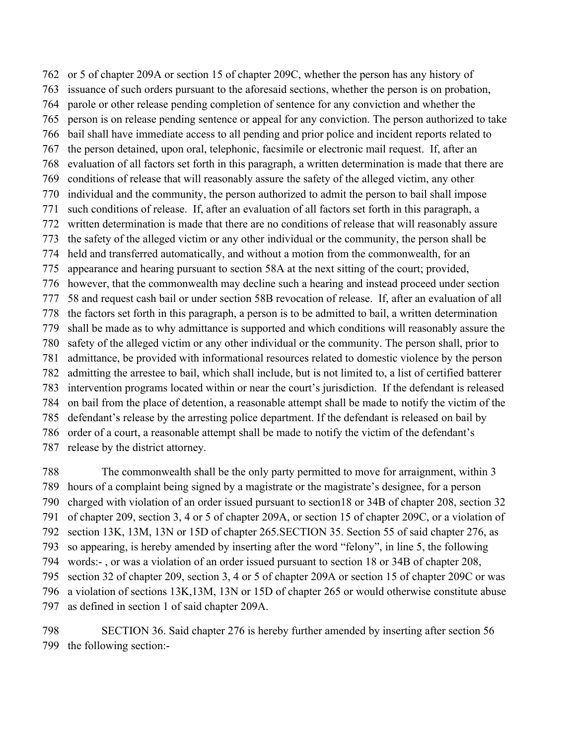or 5 of chapter 209A or section 15 of chapter 209C, whether the person has any history of issuance of such orders pursuant to the aforesaid sections, whether the person is on probation, parole or other release pending completion of sentence for any conviction and whether the person is on release pending sentence or appeal for any conviction. The person authorized to take bail shall have immediate access to all pending and prior police and incident reports related to the person detained, upon oral, telephonic, facsimile or electronic mail request. If, after an evaluation of all factors set forth in this paragraph, a written determination is made that there are conditions of release that will reasonably assure the safety of the alleged victim, any other individual and the community, the person authorized to admit the person to bail shall impose such conditions of release. If, after an evaluation of all factors set forth in this paragraph, a written determination is made that there are no conditions of release that will reasonably assure the safety of the alleged victim or any other individual or the community, the person shall be held and transferred automatically, and without a motion from the commonwealth, for an appearance and hearing pursuant to section 58A at the next sitting of the court; provided, however, that the commonwealth may decline such a hearing and instead proceed under section 58 and request cash bail or under section 58B revocation of release. If, after an evaluation of all the factors set forth in this paragraph, a person is to be admitted to bail, a written determination shall be made as to why admittance is supported and which conditions will reasonably assure the safety of the alleged victim or any other individual or the community. The person shall, prior to admittance, be provided with informational resources related to domestic violence by the person admitting the arrestee to bail, which shall include, but is not limited to, a list of certified batterer intervention programs located within or near the court's jurisdiction. If the defendant is released on bail from the place of detention, a reasonable attempt shall be made to notify the victim of the defendant's release by the arresting police department. If the defendant is released on bail by order of a court, a reasonable attempt shall be made to notify the victim of the defendant's release by the district attorney.

The commonwealth shall be the only party permitted to move for arraignment, within 3 hours of a complaint being signed by a magistrate or the magistrate's designee, for a person charged with violation of an order issued pursuant to section18 or 34B of chapter 208, section 32 of chapter 209, section 3, 4 or 5 of chapter 209A, or section 15 of chapter 209C, or a violation of section 13K, 13M, 13N or 15D of chapter 265.SECTION 35. Section 55 of said chapter 276, as so appearing, is hereby amended by inserting after the word "felony", in line 5, the following words:- , or was a violation of an order issued pursuant to section 18 or 34B of chapter 208, section 32 of chapter 209, section 3, 4 or 5 of chapter 209A or section 15 of chapter 209C or was a violation of sections 13K,13M, 13N or 15D of chapter 265 or would otherwise constitute abuse as defined in section 1 of said chapter 209A.

SECTION 36. Said chapter 276 is hereby further amended by inserting after section 56 the following section:-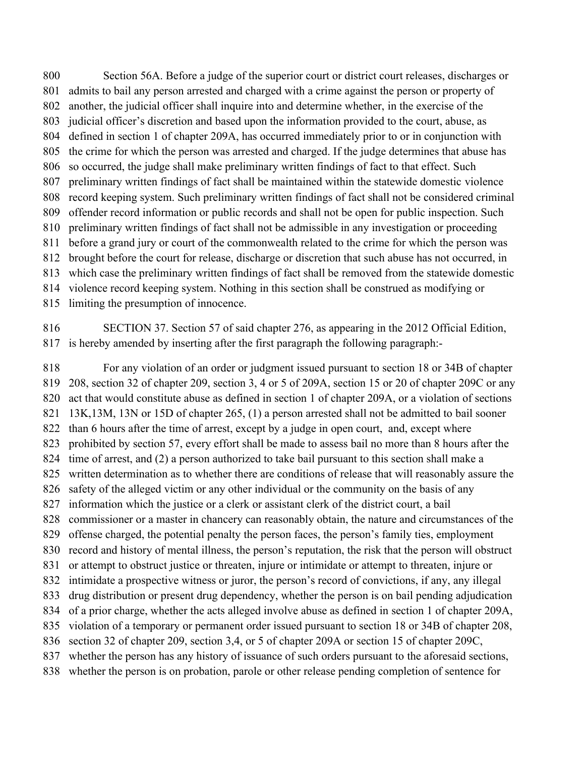Section 56A. Before a judge of the superior court or district court releases, discharges or admits to bail any person arrested and charged with a crime against the person or property of another, the judicial officer shall inquire into and determine whether, in the exercise of the judicial officer's discretion and based upon the information provided to the court, abuse, as defined in section 1 of chapter 209A, has occurred immediately prior to or in conjunction with the crime for which the person was arrested and charged. If the judge determines that abuse has so occurred, the judge shall make preliminary written findings of fact to that effect. Such preliminary written findings of fact shall be maintained within the statewide domestic violence record keeping system. Such preliminary written findings of fact shall not be considered criminal offender record information or public records and shall not be open for public inspection. Such preliminary written findings of fact shall not be admissible in any investigation or proceeding before a grand jury or court of the commonwealth related to the crime for which the person was brought before the court for release, discharge or discretion that such abuse has not occurred, in which case the preliminary written findings of fact shall be removed from the statewide domestic violence record keeping system. Nothing in this section shall be construed as modifying or limiting the presumption of innocence.

SECTION 37. Section 57 of said chapter 276, as appearing in the 2012 Official Edition, is hereby amended by inserting after the first paragraph the following paragraph:-

For any violation of an order or judgment issued pursuant to section 18 or 34B of chapter 208, section 32 of chapter 209, section 3, 4 or 5 of 209A, section 15 or 20 of chapter 209C or any act that would constitute abuse as defined in section 1 of chapter 209A, or a violation of sections 13K,13M, 13N or 15D of chapter 265, (1) a person arrested shall not be admitted to bail sooner than 6 hours after the time of arrest, except by a judge in open court, and, except where prohibited by section 57, every effort shall be made to assess bail no more than 8 hours after the time of arrest, and (2) a person authorized to take bail pursuant to this section shall make a written determination as to whether there are conditions of release that will reasonably assure the safety of the alleged victim or any other individual or the community on the basis of any information which the justice or a clerk or assistant clerk of the district court, a bail commissioner or a master in chancery can reasonably obtain, the nature and circumstances of the offense charged, the potential penalty the person faces, the person's family ties, employment record and history of mental illness, the person's reputation, the risk that the person will obstruct or attempt to obstruct justice or threaten, injure or intimidate or attempt to threaten, injure or intimidate a prospective witness or juror, the person's record of convictions, if any, any illegal drug distribution or present drug dependency, whether the person is on bail pending adjudication of a prior charge, whether the acts alleged involve abuse as defined in section 1 of chapter 209A, violation of a temporary or permanent order issued pursuant to section 18 or 34B of chapter 208, section 32 of chapter 209, section 3,4, or 5 of chapter 209A or section 15 of chapter 209C, whether the person has any history of issuance of such orders pursuant to the aforesaid sections, whether the person is on probation, parole or other release pending completion of sentence for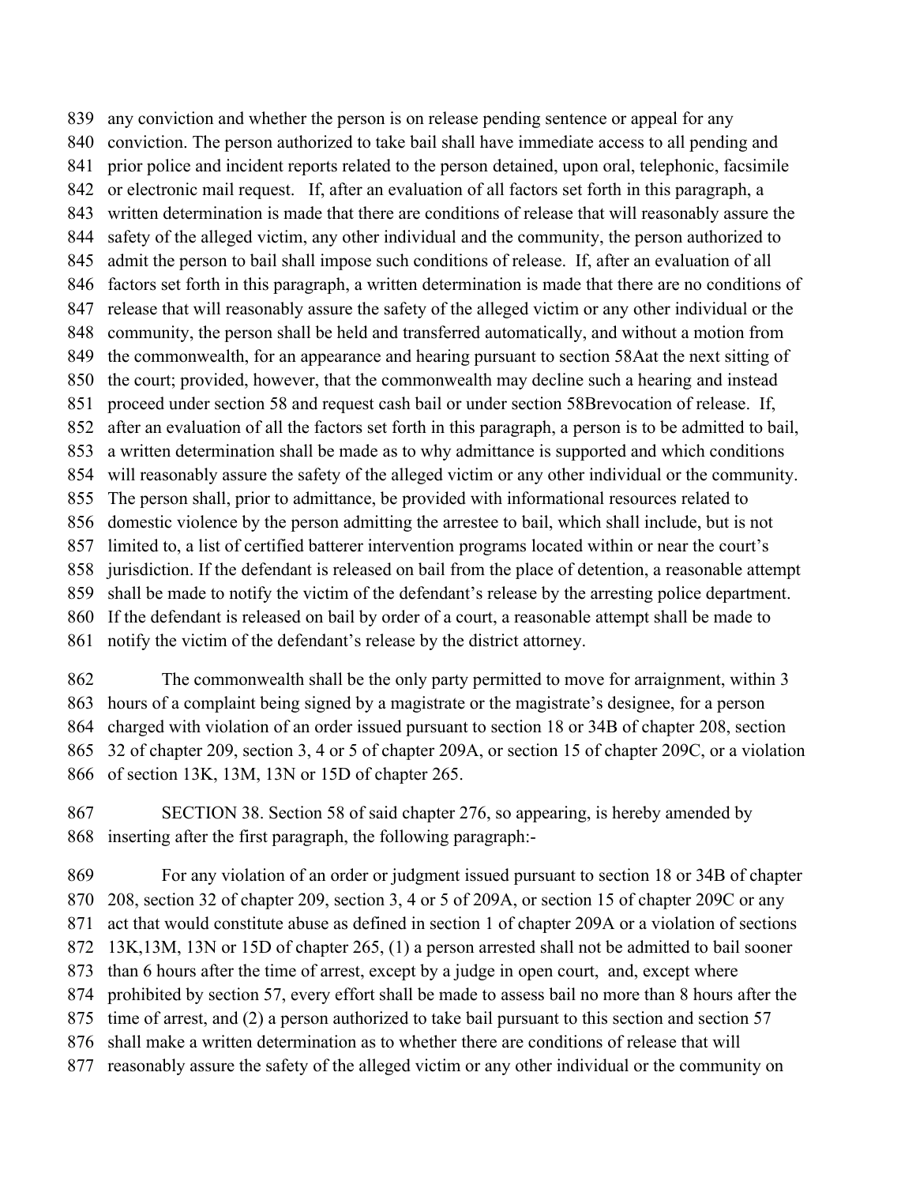any conviction and whether the person is on release pending sentence or appeal for any conviction. The person authorized to take bail shall have immediate access to all pending and prior police and incident reports related to the person detained, upon oral, telephonic, facsimile or electronic mail request. If, after an evaluation of all factors set forth in this paragraph, a written determination is made that there are conditions of release that will reasonably assure the safety of the alleged victim, any other individual and the community, the person authorized to admit the person to bail shall impose such conditions of release. If, after an evaluation of all factors set forth in this paragraph, a written determination is made that there are no conditions of release that will reasonably assure the safety of the alleged victim or any other individual or the community, the person shall be held and transferred automatically, and without a motion from the commonwealth, for an appearance and hearing pursuant to section 58Aat the next sitting of the court; provided, however, that the commonwealth may decline such a hearing and instead proceed under section 58 and request cash bail or under section 58Brevocation of release. If, after an evaluation of all the factors set forth in this paragraph, a person is to be admitted to bail, a written determination shall be made as to why admittance is supported and which conditions will reasonably assure the safety of the alleged victim or any other individual or the community. The person shall, prior to admittance, be provided with informational resources related to domestic violence by the person admitting the arrestee to bail, which shall include, but is not limited to, a list of certified batterer intervention programs located within or near the court's jurisdiction. If the defendant is released on bail from the place of detention, a reasonable attempt shall be made to notify the victim of the defendant's release by the arresting police department. If the defendant is released on bail by order of a court, a reasonable attempt shall be made to notify the victim of the defendant's release by the district attorney.

The commonwealth shall be the only party permitted to move for arraignment, within 3 hours of a complaint being signed by a magistrate or the magistrate's designee, for a person charged with violation of an order issued pursuant to section 18 or 34B of chapter 208, section 32 of chapter 209, section 3, 4 or 5 of chapter 209A, or section 15 of chapter 209C, or a violation of section 13K, 13M, 13N or 15D of chapter 265.

SECTION 38. Section 58 of said chapter 276, so appearing, is hereby amended by inserting after the first paragraph, the following paragraph:-

For any violation of an order or judgment issued pursuant to section 18 or 34B of chapter 208, section 32 of chapter 209, section 3, 4 or 5 of 209A, or section 15 of chapter 209C or any act that would constitute abuse as defined in section 1 of chapter 209A or a violation of sections 13K,13M, 13N or 15D of chapter 265, (1) a person arrested shall not be admitted to bail sooner than 6 hours after the time of arrest, except by a judge in open court, and, except where prohibited by section 57, every effort shall be made to assess bail no more than 8 hours after the time of arrest, and (2) a person authorized to take bail pursuant to this section and section 57 shall make a written determination as to whether there are conditions of release that will reasonably assure the safety of the alleged victim or any other individual or the community on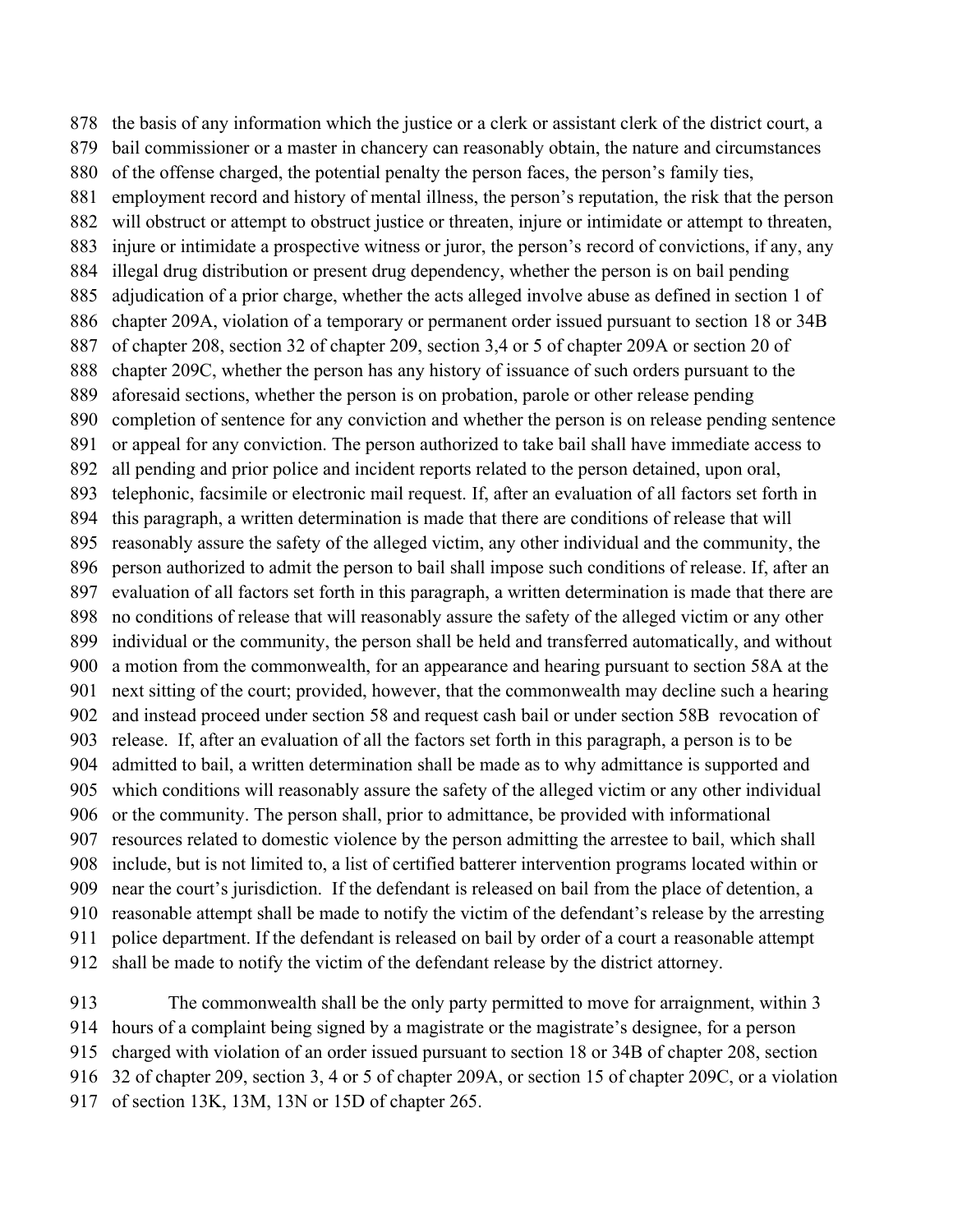the basis of any information which the justice or a clerk or assistant clerk of the district court, a bail commissioner or a master in chancery can reasonably obtain, the nature and circumstances of the offense charged, the potential penalty the person faces, the person's family ties, employment record and history of mental illness, the person's reputation, the risk that the person will obstruct or attempt to obstruct justice or threaten, injure or intimidate or attempt to threaten, injure or intimidate a prospective witness or juror, the person's record of convictions, if any, any illegal drug distribution or present drug dependency, whether the person is on bail pending adjudication of a prior charge, whether the acts alleged involve abuse as defined in section 1 of chapter 209A, violation of a temporary or permanent order issued pursuant to section 18 or 34B of chapter 208, section 32 of chapter 209, section 3,4 or 5 of chapter 209A or section 20 of chapter 209C, whether the person has any history of issuance of such orders pursuant to the aforesaid sections, whether the person is on probation, parole or other release pending completion of sentence for any conviction and whether the person is on release pending sentence or appeal for any conviction. The person authorized to take bail shall have immediate access to all pending and prior police and incident reports related to the person detained, upon oral, telephonic, facsimile or electronic mail request. If, after an evaluation of all factors set forth in this paragraph, a written determination is made that there are conditions of release that will reasonably assure the safety of the alleged victim, any other individual and the community, the person authorized to admit the person to bail shall impose such conditions of release. If, after an evaluation of all factors set forth in this paragraph, a written determination is made that there are no conditions of release that will reasonably assure the safety of the alleged victim or any other individual or the community, the person shall be held and transferred automatically, and without a motion from the commonwealth, for an appearance and hearing pursuant to section 58A at the next sitting of the court; provided, however, that the commonwealth may decline such a hearing and instead proceed under section 58 and request cash bail or under section 58B revocation of release. If, after an evaluation of all the factors set forth in this paragraph, a person is to be admitted to bail, a written determination shall be made as to why admittance is supported and which conditions will reasonably assure the safety of the alleged victim or any other individual or the community. The person shall, prior to admittance, be provided with informational resources related to domestic violence by the person admitting the arrestee to bail, which shall include, but is not limited to, a list of certified batterer intervention programs located within or near the court's jurisdiction. If the defendant is released on bail from the place of detention, a reasonable attempt shall be made to notify the victim of the defendant's release by the arresting police department. If the defendant is released on bail by order of a court a reasonable attempt shall be made to notify the victim of the defendant release by the district attorney.

The commonwealth shall be the only party permitted to move for arraignment, within 3 hours of a complaint being signed by a magistrate or the magistrate's designee, for a person charged with violation of an order issued pursuant to section 18 or 34B of chapter 208, section 32 of chapter 209, section 3, 4 or 5 of chapter 209A, or section 15 of chapter 209C, or a violation of section 13K, 13M, 13N or 15D of chapter 265.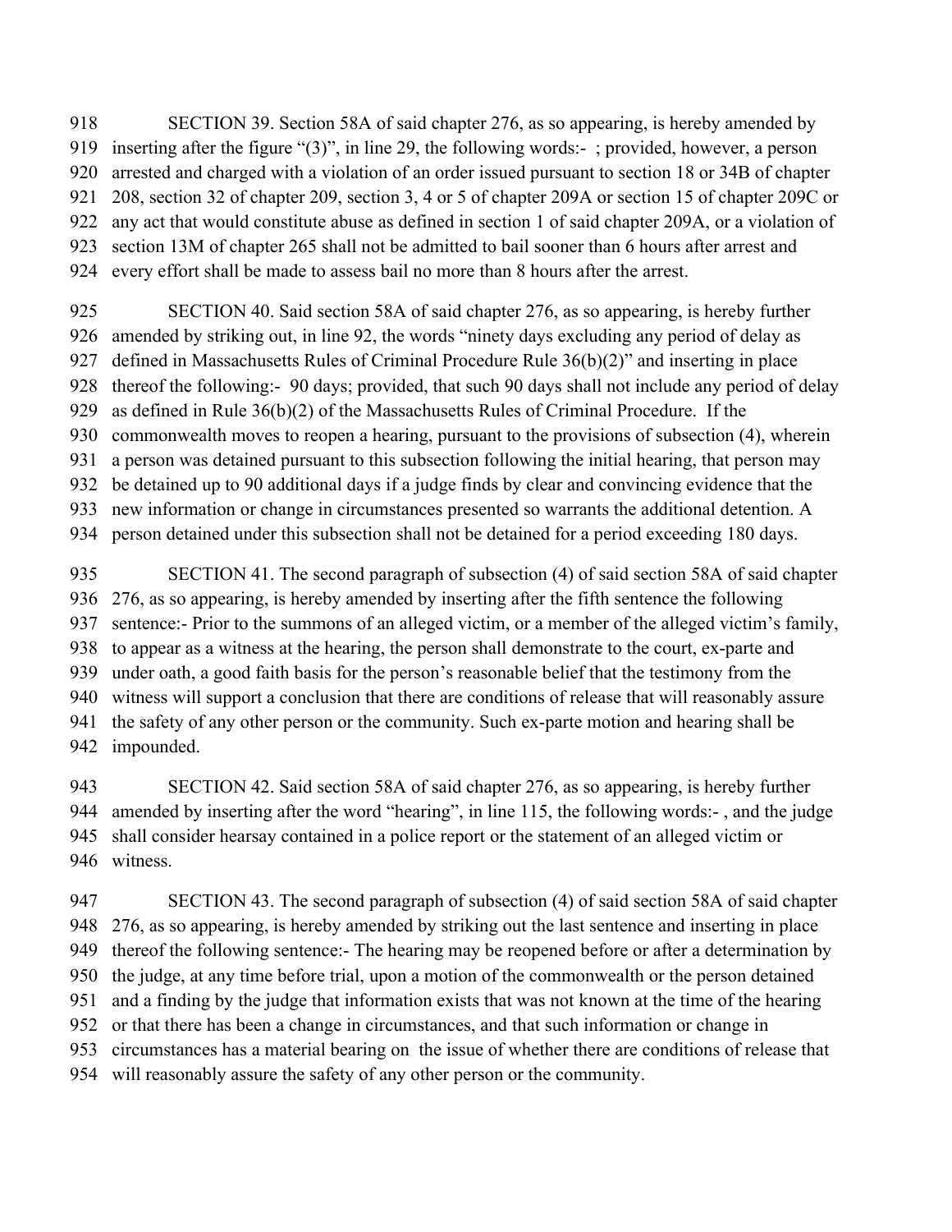SECTION 39. Section 58A of said chapter 276, as so appearing, is hereby amended by inserting after the figure "(3)", in line 29, the following words:- ; provided, however, a person arrested and charged with a violation of an order issued pursuant to section 18 or 34B of chapter 208, section 32 of chapter 209, section 3, 4 or 5 of chapter 209A or section 15 of chapter 209C or any act that would constitute abuse as defined in section 1 of said chapter 209A, or a violation of section 13M of chapter 265 shall not be admitted to bail sooner than 6 hours after arrest and every effort shall be made to assess bail no more than 8 hours after the arrest.

SECTION 40. Said section 58A of said chapter 276, as so appearing, is hereby further amended by striking out, in line 92, the words "ninety days excluding any period of delay as defined in Massachusetts Rules of Criminal Procedure Rule 36(b)(2)" and inserting in place thereof the following:- 90 days; provided, that such 90 days shall not include any period of delay as defined in Rule 36(b)(2) of the Massachusetts Rules of Criminal Procedure. If the commonwealth moves to reopen a hearing, pursuant to the provisions of subsection (4), wherein a person was detained pursuant to this subsection following the initial hearing, that person may be detained up to 90 additional days if a judge finds by clear and convincing evidence that the new information or change in circumstances presented so warrants the additional detention. A person detained under this subsection shall not be detained for a period exceeding 180 days.

SECTION 41. The second paragraph of subsection (4) of said section 58A of said chapter 276, as so appearing, is hereby amended by inserting after the fifth sentence the following sentence:- Prior to the summons of an alleged victim, or a member of the alleged victim's family, to appear as a witness at the hearing, the person shall demonstrate to the court, ex-parte and under oath, a good faith basis for the person's reasonable belief that the testimony from the witness will support a conclusion that there are conditions of release that will reasonably assure the safety of any other person or the community. Such ex-parte motion and hearing shall be impounded.

SECTION 42. Said section 58A of said chapter 276, as so appearing, is hereby further amended by inserting after the word "hearing", in line 115, the following words:- , and the judge shall consider hearsay contained in a police report or the statement of an alleged victim or witness.

SECTION 43. The second paragraph of subsection (4) of said section 58A of said chapter 276, as so appearing, is hereby amended by striking out the last sentence and inserting in place thereof the following sentence:- The hearing may be reopened before or after a determination by the judge, at any time before trial, upon a motion of the commonwealth or the person detained and a finding by the judge that information exists that was not known at the time of the hearing or that there has been a change in circumstances, and that such information or change in circumstances has a material bearing on the issue of whether there are conditions of release that will reasonably assure the safety of any other person or the community.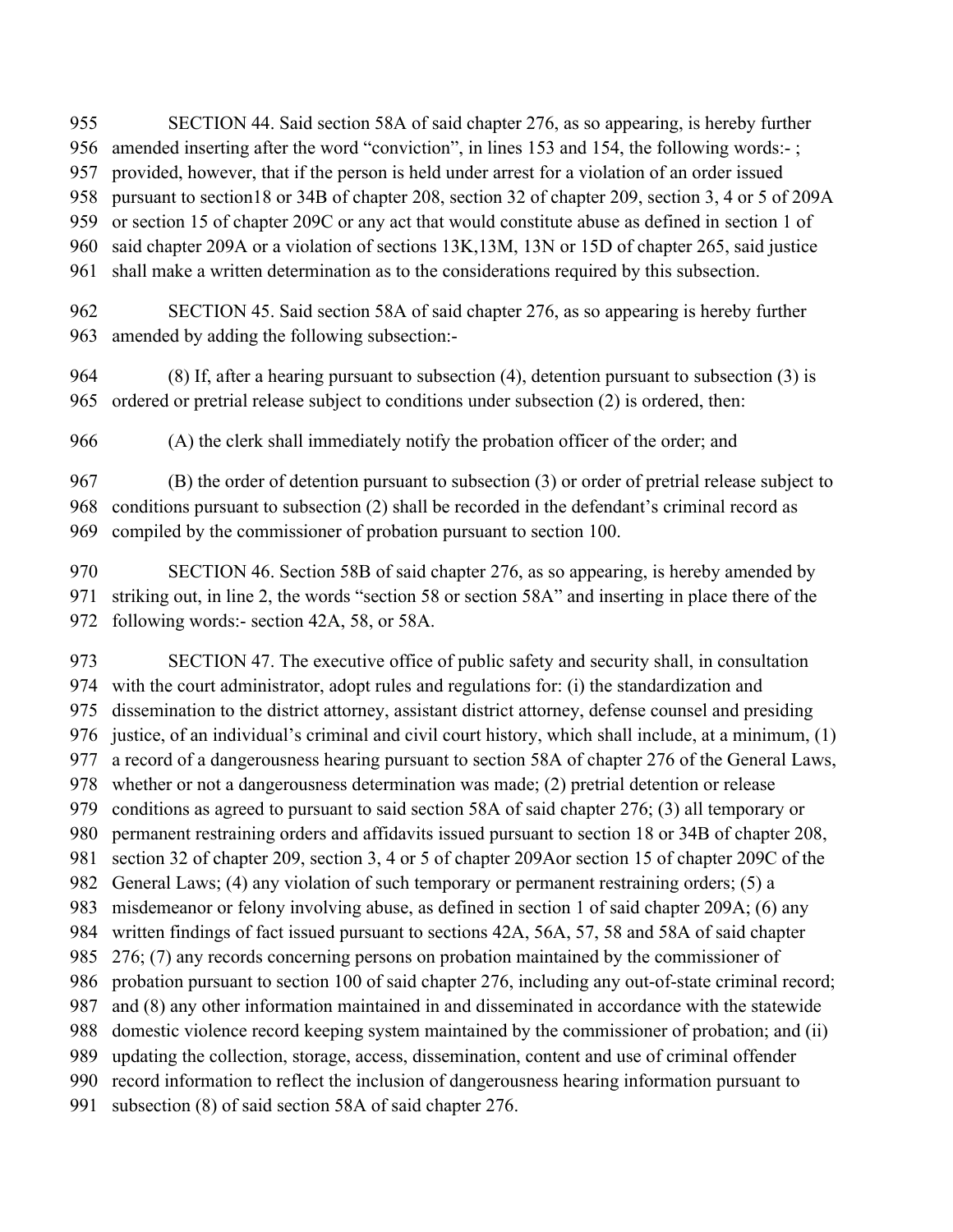SECTION 44. Said section 58A of said chapter 276, as so appearing, is hereby further amended inserting after the word "conviction", in lines 153 and 154, the following words:- ; provided, however, that if the person is held under arrest for a violation of an order issued pursuant to section18 or 34B of chapter 208, section 32 of chapter 209, section 3, 4 or 5 of 209A or section 15 of chapter 209C or any act that would constitute abuse as defined in section 1 of said chapter 209A or a violation of sections 13K,13M, 13N or 15D of chapter 265, said justice shall make a written determination as to the considerations required by this subsection.

SECTION 45. Said section 58A of said chapter 276, as so appearing is hereby further amended by adding the following subsection:-

(8) If, after a hearing pursuant to subsection (4), detention pursuant to subsection (3) is ordered or pretrial release subject to conditions under subsection (2) is ordered, then:

(A) the clerk shall immediately notify the probation officer of the order; and

(B) the order of detention pursuant to subsection (3) or order of pretrial release subject to conditions pursuant to subsection (2) shall be recorded in the defendant's criminal record as compiled by the commissioner of probation pursuant to section 100.

SECTION 46. Section 58B of said chapter 276, as so appearing, is hereby amended by striking out, in line 2, the words "section 58 or section 58A" and inserting in place there of the following words:- section 42A, 58, or 58A.

SECTION 47. The executive office of public safety and security shall, in consultation with the court administrator, adopt rules and regulations for: (i) the standardization and dissemination to the district attorney, assistant district attorney, defense counsel and presiding justice, of an individual's criminal and civil court history, which shall include, at a minimum, (1) a record of a dangerousness hearing pursuant to section 58A of chapter 276 of the General Laws, whether or not a dangerousness determination was made; (2) pretrial detention or release conditions as agreed to pursuant to said section 58A of said chapter 276; (3) all temporary or permanent restraining orders and affidavits issued pursuant to section 18 or 34B of chapter 208, section 32 of chapter 209, section 3, 4 or 5 of chapter 209Aor section 15 of chapter 209C of the General Laws; (4) any violation of such temporary or permanent restraining orders; (5) a misdemeanor or felony involving abuse, as defined in section 1 of said chapter 209A; (6) any written findings of fact issued pursuant to sections 42A, 56A, 57, 58 and 58A of said chapter 276; (7) any records concerning persons on probation maintained by the commissioner of probation pursuant to section 100 of said chapter 276, including any out-of-state criminal record; and (8) any other information maintained in and disseminated in accordance with the statewide domestic violence record keeping system maintained by the commissioner of probation; and (ii) updating the collection, storage, access, dissemination, content and use of criminal offender record information to reflect the inclusion of dangerousness hearing information pursuant to subsection (8) of said section 58A of said chapter 276.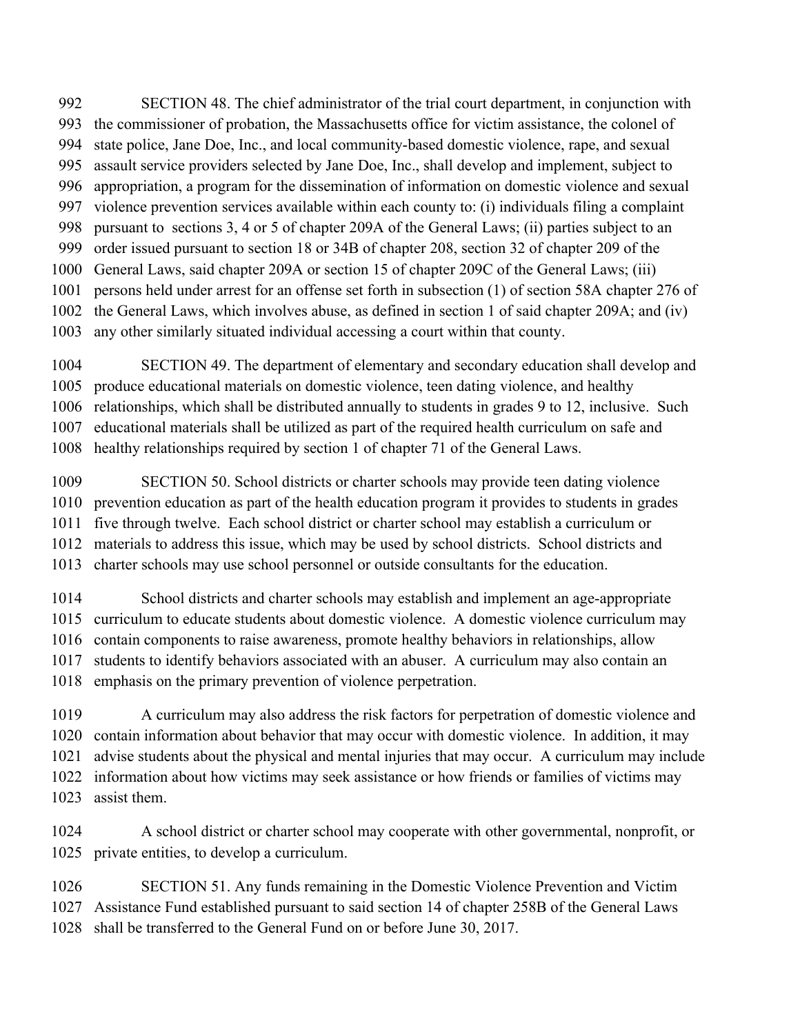SECTION 48. The chief administrator of the trial court department, in conjunction with the commissioner of probation, the Massachusetts office for victim assistance, the colonel of state police, Jane Doe, Inc., and local community-based domestic violence, rape, and sexual assault service providers selected by Jane Doe, Inc., shall develop and implement, subject to appropriation, a program for the dissemination of information on domestic violence and sexual violence prevention services available within each county to: (i) individuals filing a complaint pursuant to sections 3, 4 or 5 of chapter 209A of the General Laws; (ii) parties subject to an order issued pursuant to section 18 or 34B of chapter 208, section 32 of chapter 209 of the General Laws, said chapter 209A or section 15 of chapter 209C of the General Laws; (iii) persons held under arrest for an offense set forth in subsection (1) of section 58A chapter 276 of the General Laws, which involves abuse, as defined in section 1 of said chapter 209A; and (iv) any other similarly situated individual accessing a court within that county.

SECTION 49. The department of elementary and secondary education shall develop and produce educational materials on domestic violence, teen dating violence, and healthy relationships, which shall be distributed annually to students in grades 9 to 12, inclusive. Such educational materials shall be utilized as part of the required health curriculum on safe and healthy relationships required by section 1 of chapter 71 of the General Laws.

SECTION 50. School districts or charter schools may provide teen dating violence prevention education as part of the health education program it provides to students in grades five through twelve. Each school district or charter school may establish a curriculum or materials to address this issue, which may be used by school districts. School districts and charter schools may use school personnel or outside consultants for the education.

School districts and charter schools may establish and implement an age-appropriate curriculum to educate students about domestic violence. A domestic violence curriculum may contain components to raise awareness, promote healthy behaviors in relationships, allow students to identify behaviors associated with an abuser. A curriculum may also contain an emphasis on the primary prevention of violence perpetration.

A curriculum may also address the risk factors for perpetration of domestic violence and contain information about behavior that may occur with domestic violence. In addition, it may advise students about the physical and mental injuries that may occur. A curriculum may include information about how victims may seek assistance or how friends or families of victims may assist them.

A school district or charter school may cooperate with other governmental, nonprofit, or private entities, to develop a curriculum.

SECTION 51. Any funds remaining in the Domestic Violence Prevention and Victim Assistance Fund established pursuant to said section 14 of chapter 258B of the General Laws shall be transferred to the General Fund on or before June 30, 2017.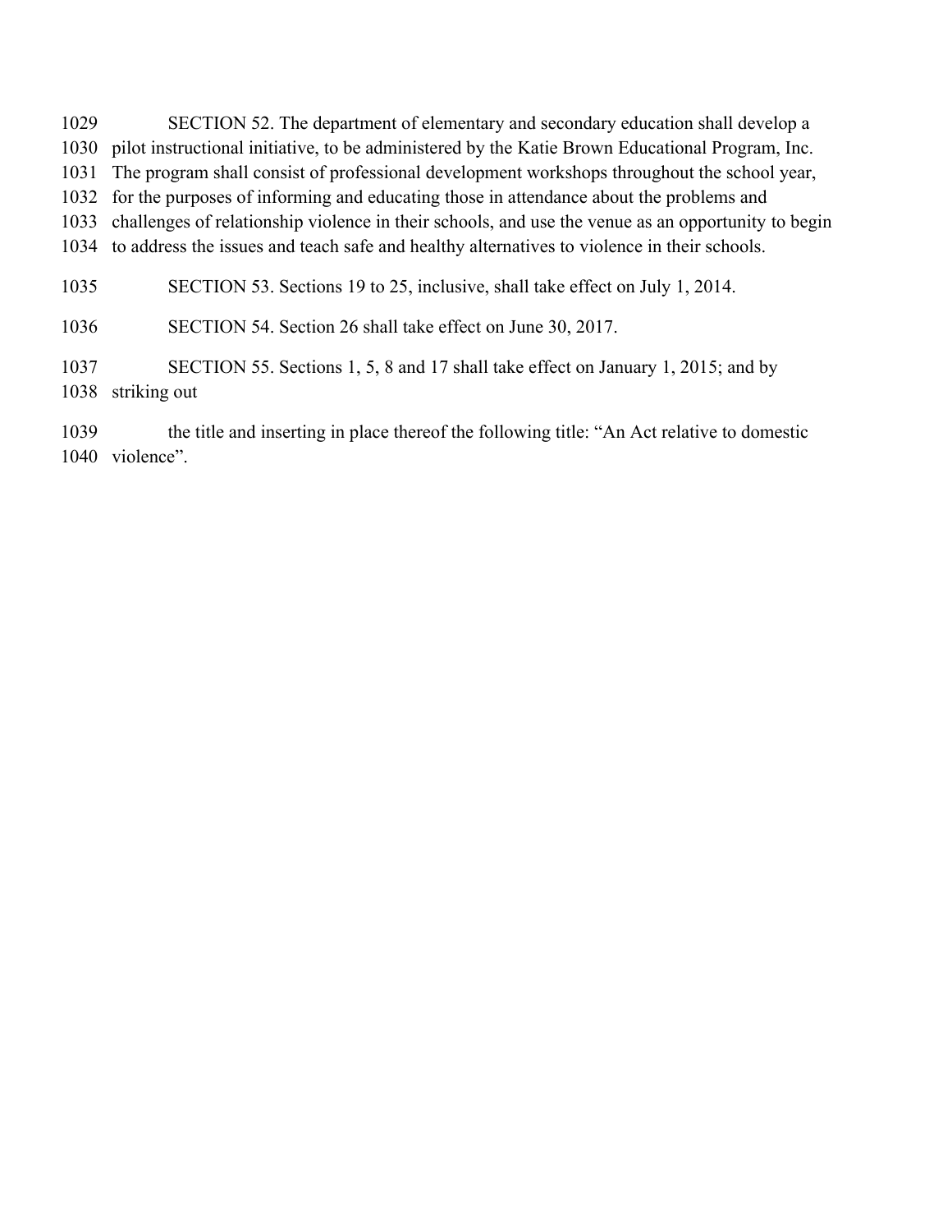SECTION 52. The department of elementary and secondary education shall develop a pilot instructional initiative, to be administered by the Katie Brown Educational Program, Inc. The program shall consist of professional development workshops throughout the school year, for the purposes of informing and educating those in attendance about the problems and challenges of relationship violence in their schools, and use the venue as an opportunity to begin to address the issues and teach safe and healthy alternatives to violence in their schools.

SECTION 53. Sections 19 to 25, inclusive, shall take effect on July 1, 2014.

SECTION 54. Section 26 shall take effect on June 30, 2017.

SECTION 55. Sections 1, 5, 8 and 17 shall take effect on January 1, 2015; and by striking out

the title and inserting in place thereof the following title: “An Act relative to domestic violence”.